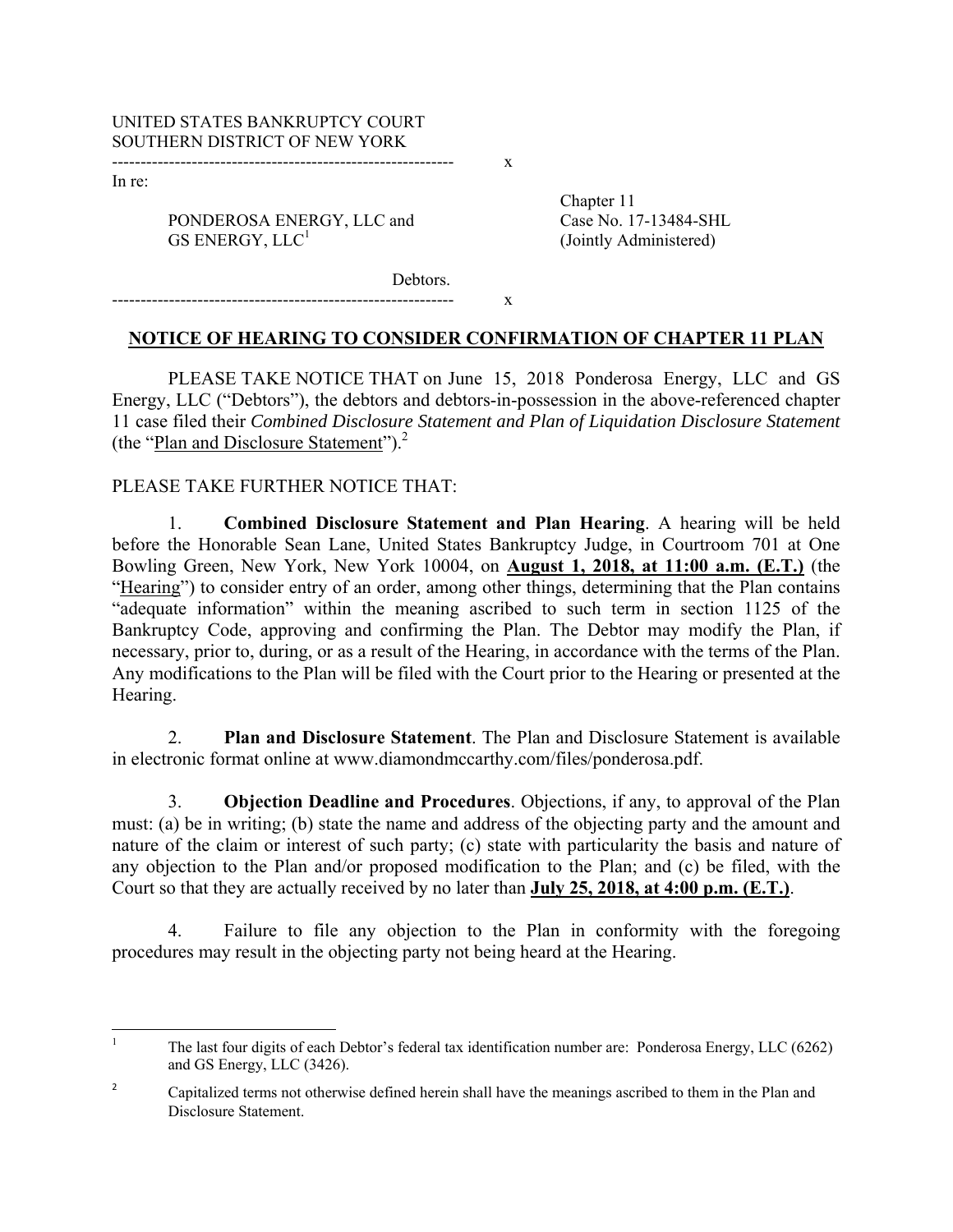UNITED STATES BANKRUPTCY COURT
SOUTHERN DISTRICT OF NEW YORK

------------------------------------------------------------ x

In re:

PONDEROSA ENERGY, LLC and GS ENERGY, LLC[1]

Debtors.

Chapter 11
Case No. 17-13484-SHL
(Jointly Administered)

------------------------------------------------------------ x

**NOTICE OF HEARING TO CONSIDER CONFIRMATION OF CHAPTER 11 PLAN**

PLEASE TAKE NOTICE THAT on June 15, 2018 Ponderosa Energy, LLC and GS Energy, LLC ("Debtors"), the debtors and debtors-in-possession in the above-referenced chapter 11 case filed their *Combined Disclosure Statement and Plan of Liquidation Disclosure Statement* (the "Plan and Disclosure Statement").[2]

PLEASE TAKE FURTHER NOTICE THAT:

1. **Combined Disclosure Statement and Plan Hearing**. A hearing will be held before the Honorable Sean Lane, United States Bankruptcy Judge, in Courtroom 701 at One Bowling Green, New York, New York 10004, on **August 1, 2018, at 11:00 a.m. (E.T.)** (the "Hearing") to consider entry of an order, among other things, determining that the Plan contains "adequate information" within the meaning ascribed to such term in section 1125 of the Bankruptcy Code, approving and confirming the Plan. The Debtor may modify the Plan, if necessary, prior to, during, or as a result of the Hearing, in accordance with the terms of the Plan. Any modifications to the Plan will be filed with the Court prior to the Hearing or presented at the Hearing.

2. **Plan and Disclosure Statement**. The Plan and Disclosure Statement is available in electronic format online at www.diamondmccarthy.com/files/ponderosa.pdf.

3. **Objection Deadline and Procedures**. Objections, if any, to approval of the Plan must: (a) be in writing; (b) state the name and address of the objecting party and the amount and nature of the claim or interest of such party; (c) state with particularity the basis and nature of any objection to the Plan and/or proposed modification to the Plan; and (c) be filed, with the Court so that they are actually received by no later than **July 25, 2018, at 4:00 p.m. (E.T.)**.

4. Failure to file any objection to the Plan in conformity with the foregoing procedures may result in the objecting party not being heard at the Hearing.

---

[1] The last four digits of each Debtor's federal tax identification number are: Ponderosa Energy, LLC (6262) and GS Energy, LLC (3426).

[2] Capitalized terms not otherwise defined herein shall have the meanings ascribed to them in the Plan and Disclosure Statement.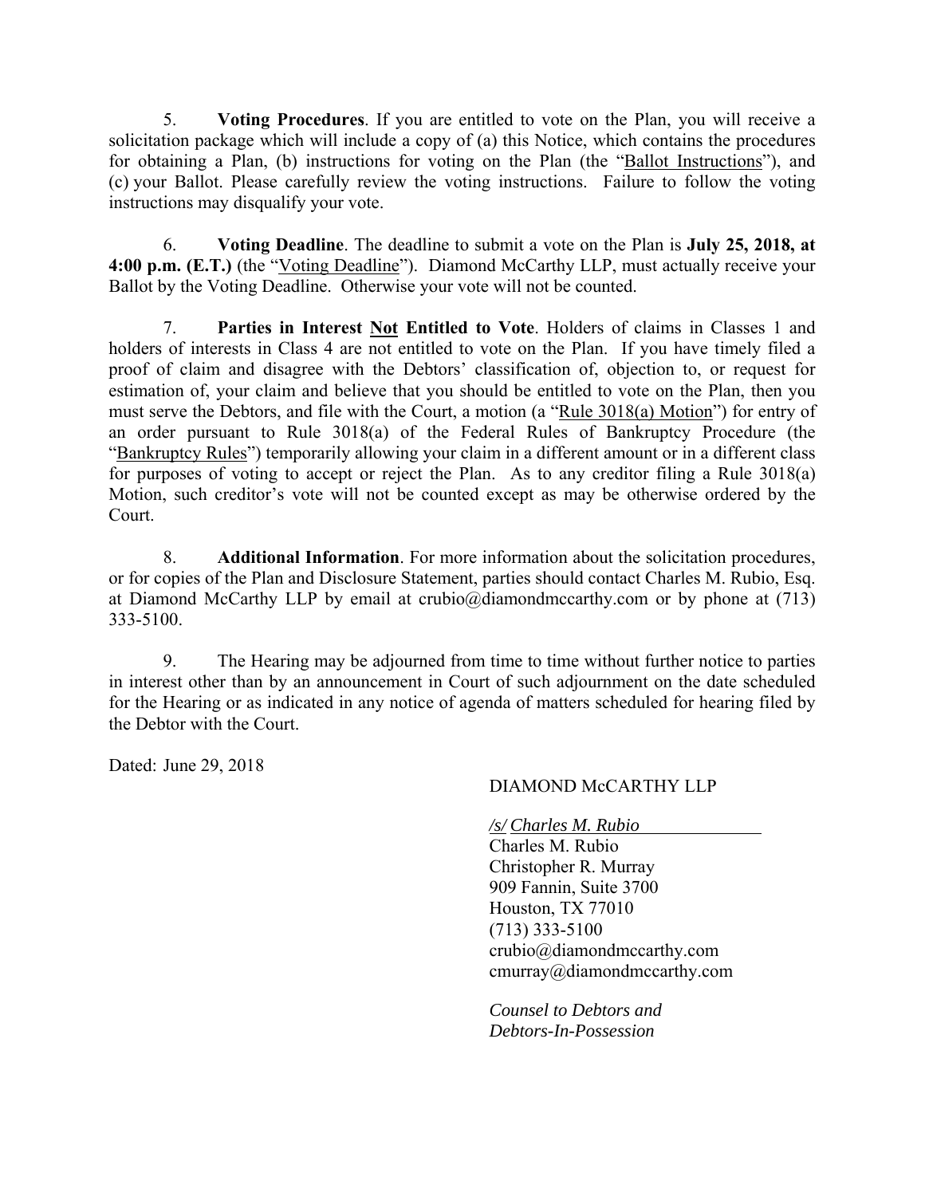5. **Voting Procedures**. If you are entitled to vote on the Plan, you will receive a solicitation package which will include a copy of (a) this Notice, which contains the procedures for obtaining a Plan, (b) instructions for voting on the Plan (the "Ballot Instructions"), and (c) your Ballot. Please carefully review the voting instructions. Failure to follow the voting instructions may disqualify your vote.

6. **Voting Deadline**. The deadline to submit a vote on the Plan is **July 25, 2018, at 4:00 p.m. (E.T.)** (the "Voting Deadline"). Diamond McCarthy LLP, must actually receive your Ballot by the Voting Deadline. Otherwise your vote will not be counted.

7. **Parties in Interest Not Entitled to Vote**. Holders of claims in Classes 1 and holders of interests in Class 4 are not entitled to vote on the Plan. If you have timely filed a proof of claim and disagree with the Debtors' classification of, objection to, or request for estimation of, your claim and believe that you should be entitled to vote on the Plan, then you must serve the Debtors, and file with the Court, a motion (a "Rule 3018(a) Motion") for entry of an order pursuant to Rule 3018(a) of the Federal Rules of Bankruptcy Procedure (the "Bankruptcy Rules") temporarily allowing your claim in a different amount or in a different class for purposes of voting to accept or reject the Plan. As to any creditor filing a Rule 3018(a) Motion, such creditor's vote will not be counted except as may be otherwise ordered by the Court.

8. **Additional Information**. For more information about the solicitation procedures, or for copies of the Plan and Disclosure Statement, parties should contact Charles M. Rubio, Esq. at Diamond McCarthy LLP by email at crubio@diamondmccarthy.com or by phone at (713) 333-5100.

9. The Hearing may be adjourned from time to time without further notice to parties in interest other than by an announcement in Court of such adjournment on the date scheduled for the Hearing or as indicated in any notice of agenda of matters scheduled for hearing filed by the Debtor with the Court.

Dated: June 29, 2018

DIAMOND McCARTHY LLP

*/s/ Charles M. Rubio*
Charles M. Rubio
Christopher R. Murray
909 Fannin, Suite 3700
Houston, TX 77010
(713) 333-5100
crubio@diamondmccarthy.com
cmurray@diamondmccarthy.com

*Counsel to Debtors and Debtors-In-Possession*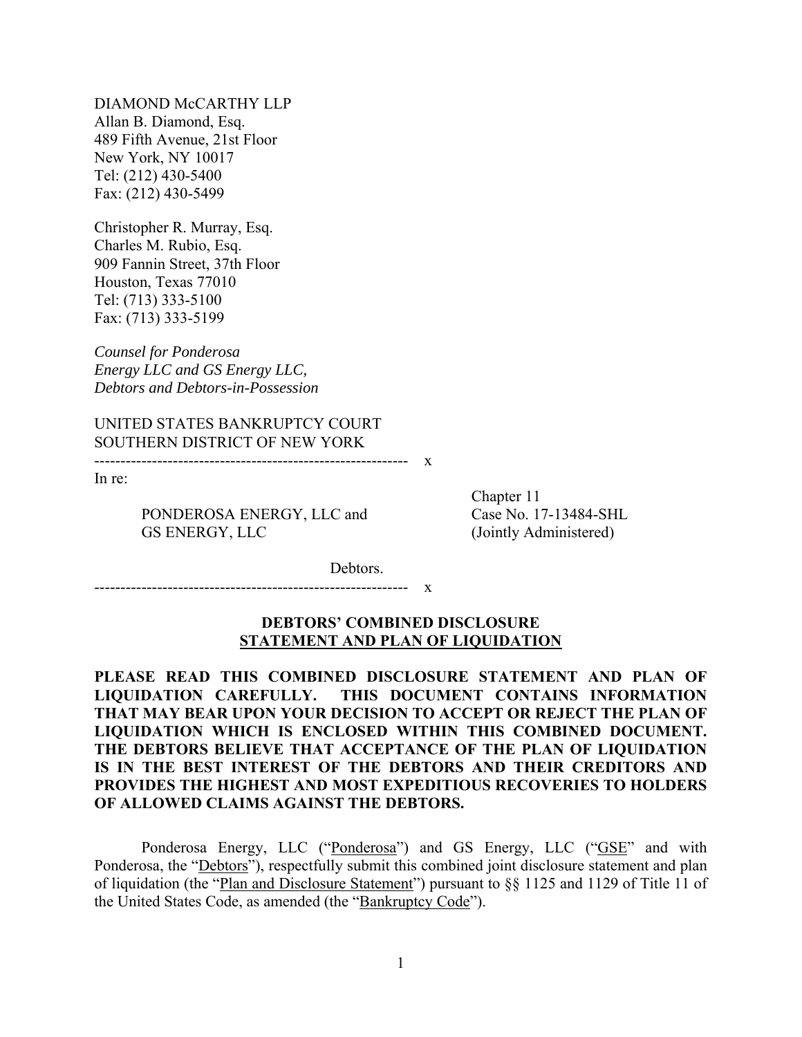DIAMOND McCARTHY LLP
Allan B. Diamond, Esq.
489 Fifth Avenue, 21st Floor
New York, NY 10017
Tel: (212) 430-5400
Fax: (212) 430-5499

Christopher R. Murray, Esq.
Charles M. Rubio, Esq.
909 Fannin Street, 37th Floor
Houston, Texas 77010
Tel: (713) 333-5100
Fax: (713) 333-5199

*Counsel for Ponderosa Energy LLC and GS Energy LLC, Debtors and Debtors-in-Possession*

UNITED STATES BANKRUPTCY COURT
SOUTHERN DISTRICT OF NEW YORK

| | |
|---|---|
| In re:<br><br>PONDEROSA ENERGY, LLC and GS ENERGY, LLC<br><br>Debtors. | Chapter 11<br>Case No. 17-13484-SHL<br>(Jointly Administered) |

**DEBTORS' COMBINED DISCLOSURE STATEMENT AND PLAN OF LIQUIDATION**

**PLEASE READ THIS COMBINED DISCLOSURE STATEMENT AND PLAN OF LIQUIDATION CAREFULLY. THIS DOCUMENT CONTAINS INFORMATION THAT MAY BEAR UPON YOUR DECISION TO ACCEPT OR REJECT THE PLAN OF LIQUIDATION WHICH IS ENCLOSED WITHIN THIS COMBINED DOCUMENT. THE DEBTORS BELIEVE THAT ACCEPTANCE OF THE PLAN OF LIQUIDATION IS IN THE BEST INTEREST OF THE DEBTORS AND THEIR CREDITORS AND PROVIDES THE HIGHEST AND MOST EXPEDITIOUS RECOVERIES TO HOLDERS OF ALLOWED CLAIMS AGAINST THE DEBTORS.**

Ponderosa Energy, LLC ("Ponderosa") and GS Energy, LLC ("GSE" and with Ponderosa, the "Debtors"), respectfully submit this combined joint disclosure statement and plan of liquidation (the "Plan and Disclosure Statement") pursuant to §§ 1125 and 1129 of Title 11 of the United States Code, as amended (the "Bankruptcy Code").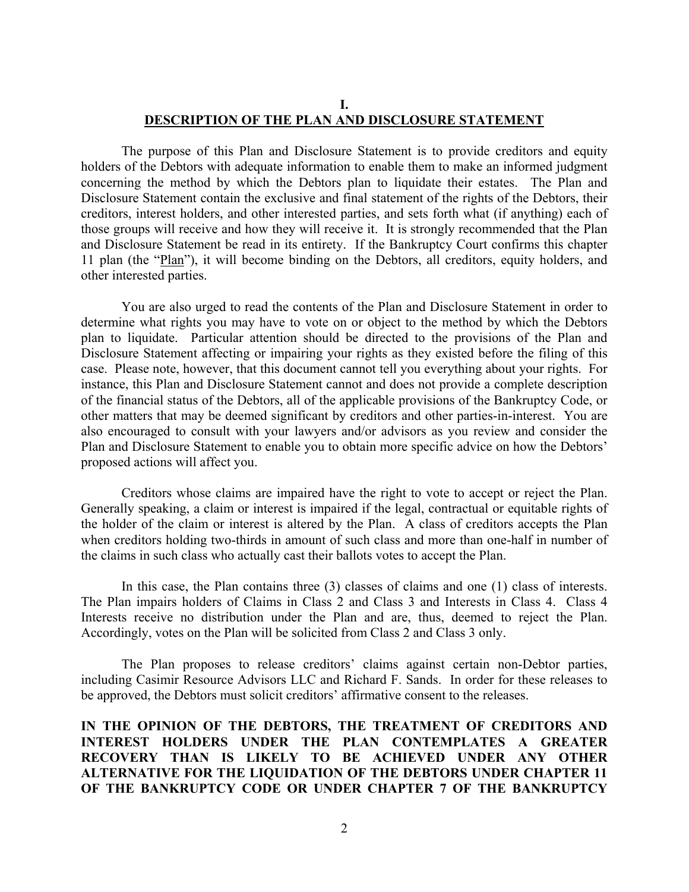# I.
# DESCRIPTION OF THE PLAN AND DISCLOSURE STATEMENT

The purpose of this Plan and Disclosure Statement is to provide creditors and equity holders of the Debtors with adequate information to enable them to make an informed judgment concerning the method by which the Debtors plan to liquidate their estates. The Plan and Disclosure Statement contain the exclusive and final statement of the rights of the Debtors, their creditors, interest holders, and other interested parties, and sets forth what (if anything) each of those groups will receive and how they will receive it. It is strongly recommended that the Plan and Disclosure Statement be read in its entirety. If the Bankruptcy Court confirms this chapter 11 plan (the "Plan"), it will become binding on the Debtors, all creditors, equity holders, and other interested parties.

You are also urged to read the contents of the Plan and Disclosure Statement in order to determine what rights you may have to vote on or object to the method by which the Debtors plan to liquidate. Particular attention should be directed to the provisions of the Plan and Disclosure Statement affecting or impairing your rights as they existed before the filing of this case. Please note, however, that this document cannot tell you everything about your rights. For instance, this Plan and Disclosure Statement cannot and does not provide a complete description of the financial status of the Debtors, all of the applicable provisions of the Bankruptcy Code, or other matters that may be deemed significant by creditors and other parties-in-interest. You are also encouraged to consult with your lawyers and/or advisors as you review and consider the Plan and Disclosure Statement to enable you to obtain more specific advice on how the Debtors' proposed actions will affect you.

Creditors whose claims are impaired have the right to vote to accept or reject the Plan. Generally speaking, a claim or interest is impaired if the legal, contractual or equitable rights of the holder of the claim or interest is altered by the Plan. A class of creditors accepts the Plan when creditors holding two-thirds in amount of such class and more than one-half in number of the claims in such class who actually cast their ballots votes to accept the Plan.

In this case, the Plan contains three (3) classes of claims and one (1) class of interests. The Plan impairs holders of Claims in Class 2 and Class 3 and Interests in Class 4. Class 4 Interests receive no distribution under the Plan and are, thus, deemed to reject the Plan. Accordingly, votes on the Plan will be solicited from Class 2 and Class 3 only.

The Plan proposes to release creditors' claims against certain non-Debtor parties, including Casimir Resource Advisors LLC and Richard F. Sands. In order for these releases to be approved, the Debtors must solicit creditors' affirmative consent to the releases.

**IN THE OPINION OF THE DEBTORS, THE TREATMENT OF CREDITORS AND INTEREST HOLDERS UNDER THE PLAN CONTEMPLATES A GREATER RECOVERY THAN IS LIKELY TO BE ACHIEVED UNDER ANY OTHER ALTERNATIVE FOR THE LIQUIDATION OF THE DEBTORS UNDER CHAPTER 11 OF THE BANKRUPTCY CODE OR UNDER CHAPTER 7 OF THE BANKRUPTCY**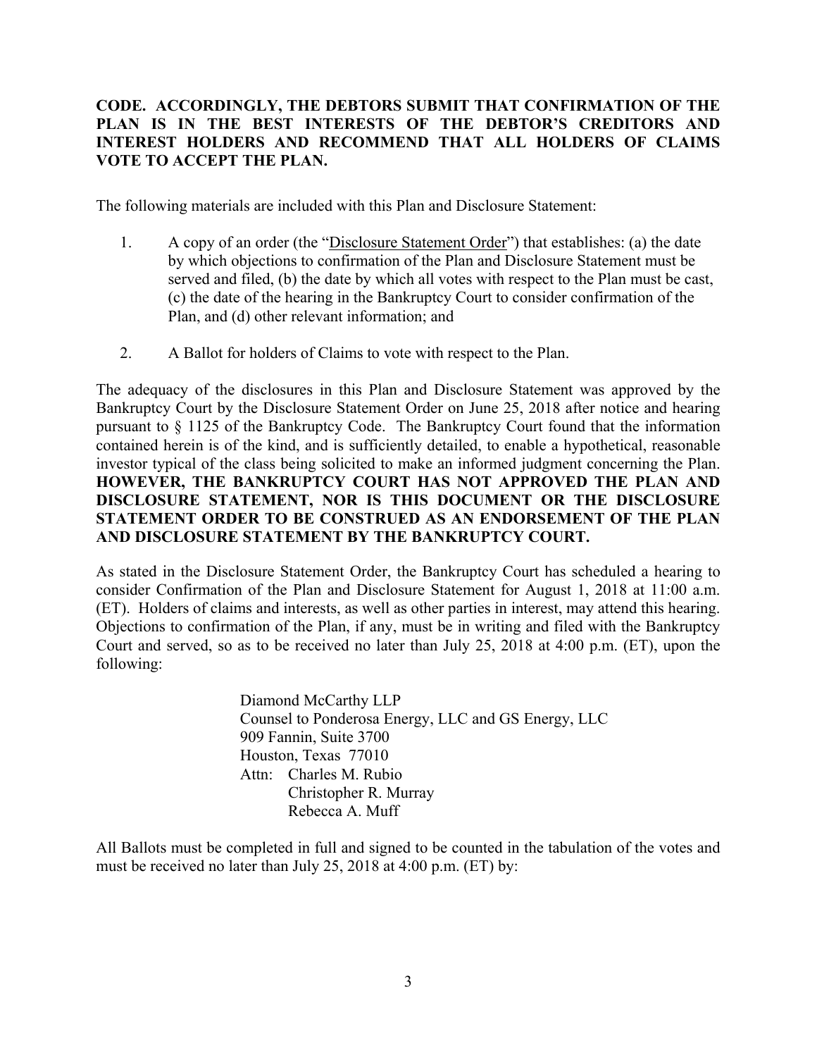**CODE. ACCORDINGLY, THE DEBTORS SUBMIT THAT CONFIRMATION OF THE PLAN IS IN THE BEST INTERESTS OF THE DEBTOR'S CREDITORS AND INTEREST HOLDERS AND RECOMMEND THAT ALL HOLDERS OF CLAIMS VOTE TO ACCEPT THE PLAN.**

The following materials are included with this Plan and Disclosure Statement:

1. A copy of an order (the "Disclosure Statement Order") that establishes: (a) the date by which objections to confirmation of the Plan and Disclosure Statement must be served and filed, (b) the date by which all votes with respect to the Plan must be cast, (c) the date of the hearing in the Bankruptcy Court to consider confirmation of the Plan, and (d) other relevant information; and

2. A Ballot for holders of Claims to vote with respect to the Plan.

The adequacy of the disclosures in this Plan and Disclosure Statement was approved by the Bankruptcy Court by the Disclosure Statement Order on June 25, 2018 after notice and hearing pursuant to § 1125 of the Bankruptcy Code. The Bankruptcy Court found that the information contained herein is of the kind, and is sufficiently detailed, to enable a hypothetical, reasonable investor typical of the class being solicited to make an informed judgment concerning the Plan. **HOWEVER, THE BANKRUPTCY COURT HAS NOT APPROVED THE PLAN AND DISCLOSURE STATEMENT, NOR IS THIS DOCUMENT OR THE DISCLOSURE STATEMENT ORDER TO BE CONSTRUED AS AN ENDORSEMENT OF THE PLAN AND DISCLOSURE STATEMENT BY THE BANKRUPTCY COURT.**

As stated in the Disclosure Statement Order, the Bankruptcy Court has scheduled a hearing to consider Confirmation of the Plan and Disclosure Statement for August 1, 2018 at 11:00 a.m. (ET). Holders of claims and interests, as well as other parties in interest, may attend this hearing. Objections to confirmation of the Plan, if any, must be in writing and filed with the Bankruptcy Court and served, so as to be received no later than July 25, 2018 at 4:00 p.m. (ET), upon the following:

Diamond McCarthy LLP
Counsel to Ponderosa Energy, LLC and GS Energy, LLC
909 Fannin, Suite 3700
Houston, Texas 77010
Attn: Charles M. Rubio
Christopher R. Murray
Rebecca A. Muff

All Ballots must be completed in full and signed to be counted in the tabulation of the votes and must be received no later than July 25, 2018 at 4:00 p.m. (ET) by: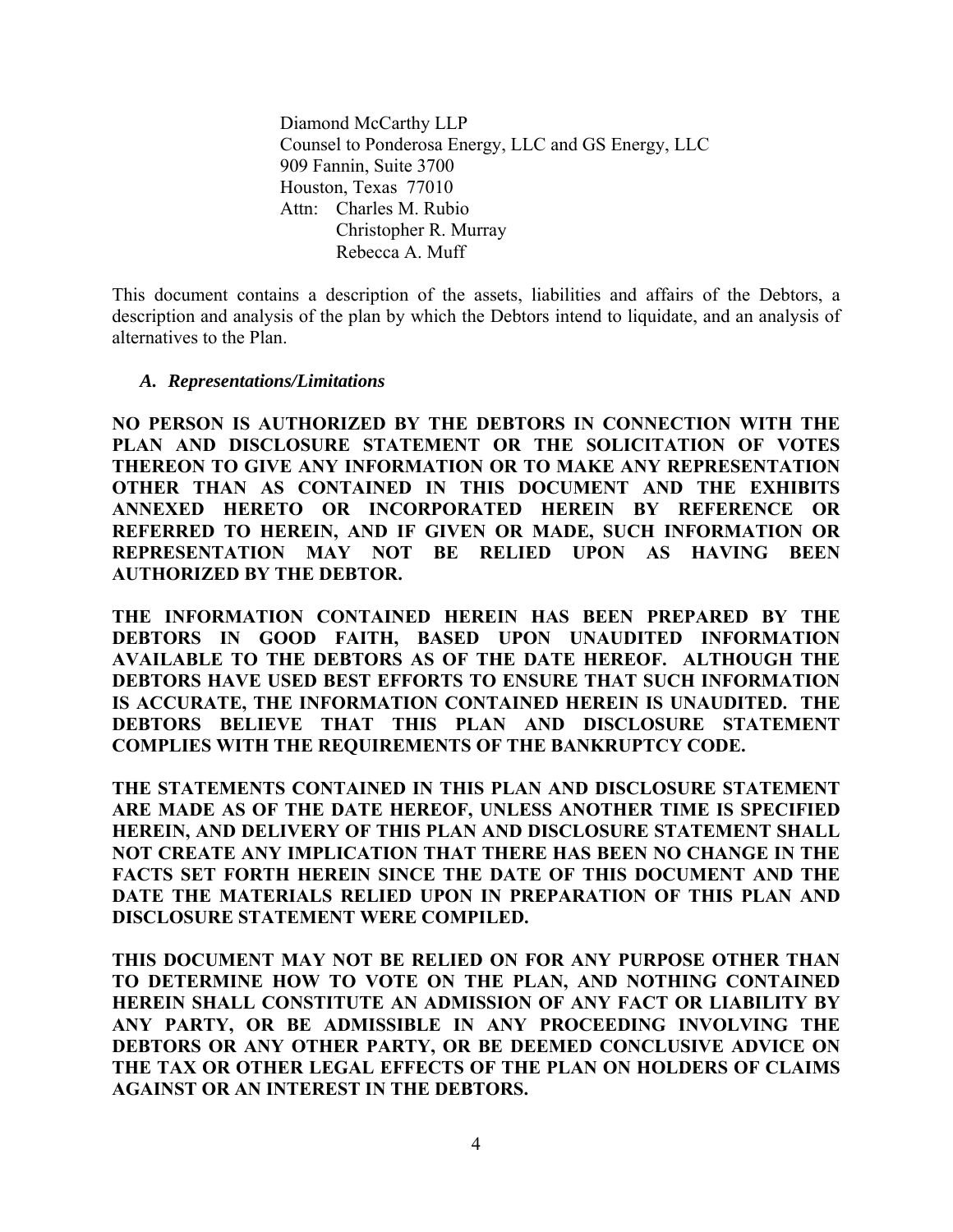Diamond McCarthy LLP
Counsel to Ponderosa Energy, LLC and GS Energy, LLC
909 Fannin, Suite 3700
Houston, Texas 77010
Attn: Charles M. Rubio
Christopher R. Murray
Rebecca A. Muff

This document contains a description of the assets, liabilities and affairs of the Debtors, a description and analysis of the plan by which the Debtors intend to liquidate, and an analysis of alternatives to the Plan.

### *A. Representations/Limitations*

**NO PERSON IS AUTHORIZED BY THE DEBTORS IN CONNECTION WITH THE PLAN AND DISCLOSURE STATEMENT OR THE SOLICITATION OF VOTES THEREON TO GIVE ANY INFORMATION OR TO MAKE ANY REPRESENTATION OTHER THAN AS CONTAINED IN THIS DOCUMENT AND THE EXHIBITS ANNEXED HERETO OR INCORPORATED HEREIN BY REFERENCE OR REFERRED TO HEREIN, AND IF GIVEN OR MADE, SUCH INFORMATION OR REPRESENTATION MAY NOT BE RELIED UPON AS HAVING BEEN AUTHORIZED BY THE DEBTOR.**

**THE INFORMATION CONTAINED HEREIN HAS BEEN PREPARED BY THE DEBTORS IN GOOD FAITH, BASED UPON UNAUDITED INFORMATION AVAILABLE TO THE DEBTORS AS OF THE DATE HEREOF. ALTHOUGH THE DEBTORS HAVE USED BEST EFFORTS TO ENSURE THAT SUCH INFORMATION IS ACCURATE, THE INFORMATION CONTAINED HEREIN IS UNAUDITED. THE DEBTORS BELIEVE THAT THIS PLAN AND DISCLOSURE STATEMENT COMPLIES WITH THE REQUIREMENTS OF THE BANKRUPTCY CODE.**

**THE STATEMENTS CONTAINED IN THIS PLAN AND DISCLOSURE STATEMENT ARE MADE AS OF THE DATE HEREOF, UNLESS ANOTHER TIME IS SPECIFIED HEREIN, AND DELIVERY OF THIS PLAN AND DISCLOSURE STATEMENT SHALL NOT CREATE ANY IMPLICATION THAT THERE HAS BEEN NO CHANGE IN THE FACTS SET FORTH HEREIN SINCE THE DATE OF THIS DOCUMENT AND THE DATE THE MATERIALS RELIED UPON IN PREPARATION OF THIS PLAN AND DISCLOSURE STATEMENT WERE COMPILED.**

**THIS DOCUMENT MAY NOT BE RELIED ON FOR ANY PURPOSE OTHER THAN TO DETERMINE HOW TO VOTE ON THE PLAN, AND NOTHING CONTAINED HEREIN SHALL CONSTITUTE AN ADMISSION OF ANY FACT OR LIABILITY BY ANY PARTY, OR BE ADMISSIBLE IN ANY PROCEEDING INVOLVING THE DEBTORS OR ANY OTHER PARTY, OR BE DEEMED CONCLUSIVE ADVICE ON THE TAX OR OTHER LEGAL EFFECTS OF THE PLAN ON HOLDERS OF CLAIMS AGAINST OR AN INTEREST IN THE DEBTORS.**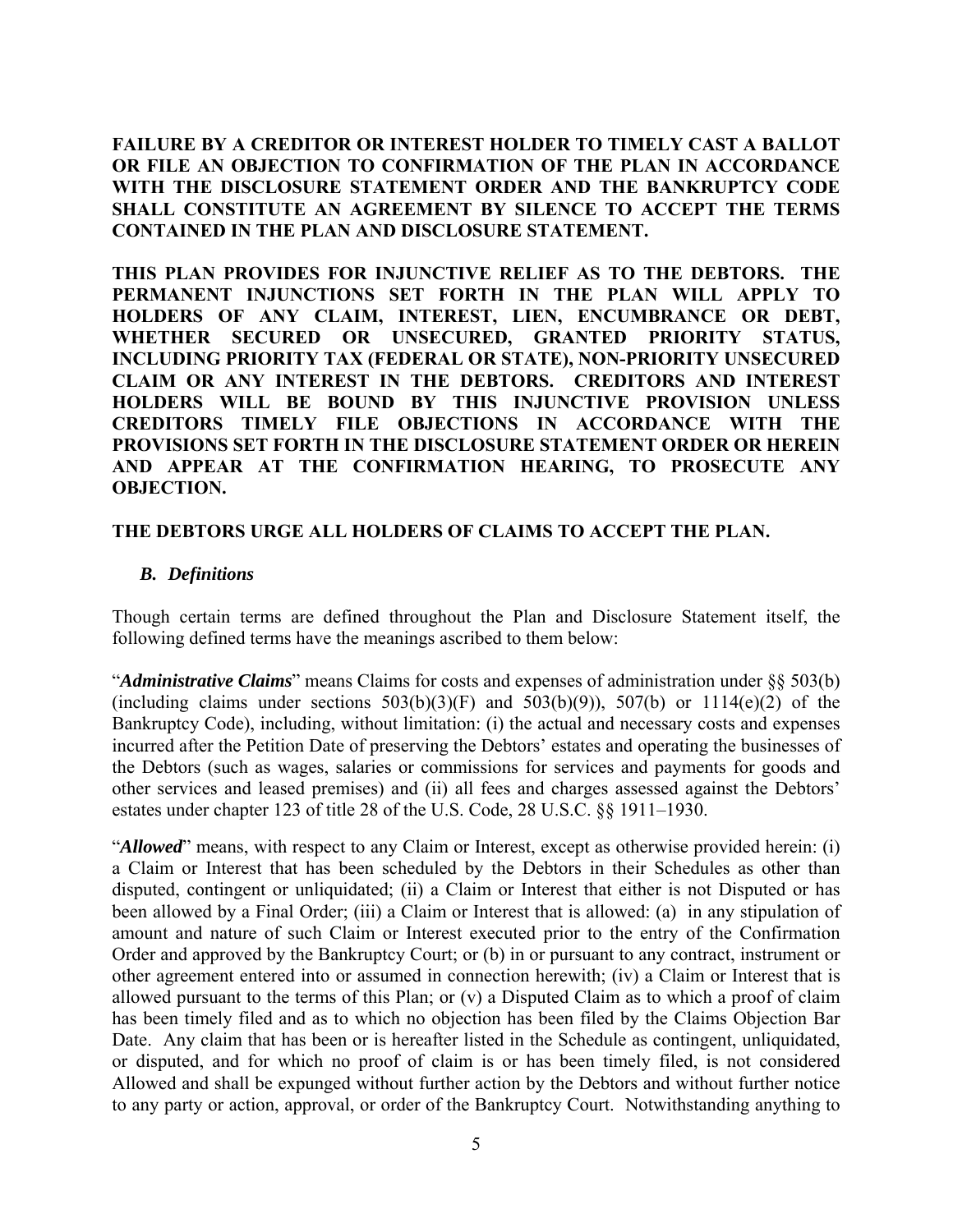**FAILURE BY A CREDITOR OR INTEREST HOLDER TO TIMELY CAST A BALLOT OR FILE AN OBJECTION TO CONFIRMATION OF THE PLAN IN ACCORDANCE WITH THE DISCLOSURE STATEMENT ORDER AND THE BANKRUPTCY CODE SHALL CONSTITUTE AN AGREEMENT BY SILENCE TO ACCEPT THE TERMS CONTAINED IN THE PLAN AND DISCLOSURE STATEMENT.**

**THIS PLAN PROVIDES FOR INJUNCTIVE RELIEF AS TO THE DEBTORS. THE PERMANENT INJUNCTIONS SET FORTH IN THE PLAN WILL APPLY TO HOLDERS OF ANY CLAIM, INTEREST, LIEN, ENCUMBRANCE OR DEBT, WHETHER SECURED OR UNSECURED, GRANTED PRIORITY STATUS, INCLUDING PRIORITY TAX (FEDERAL OR STATE), NON-PRIORITY UNSECURED CLAIM OR ANY INTEREST IN THE DEBTORS. CREDITORS AND INTEREST HOLDERS WILL BE BOUND BY THIS INJUNCTIVE PROVISION UNLESS CREDITORS TIMELY FILE OBJECTIONS IN ACCORDANCE WITH THE PROVISIONS SET FORTH IN THE DISCLOSURE STATEMENT ORDER OR HEREIN AND APPEAR AT THE CONFIRMATION HEARING, TO PROSECUTE ANY OBJECTION.**

**THE DEBTORS URGE ALL HOLDERS OF CLAIMS TO ACCEPT THE PLAN.**

### *B. Definitions*

Though certain terms are defined throughout the Plan and Disclosure Statement itself, the following defined terms have the meanings ascribed to them below:

"***Administrative Claims***" means Claims for costs and expenses of administration under §§ 503(b) (including claims under sections 503(b)(3)(F) and 503(b)(9)), 507(b) or 1114(e)(2) of the Bankruptcy Code), including, without limitation: (i) the actual and necessary costs and expenses incurred after the Petition Date of preserving the Debtors' estates and operating the businesses of the Debtors (such as wages, salaries or commissions for services and payments for goods and other services and leased premises) and (ii) all fees and charges assessed against the Debtors' estates under chapter 123 of title 28 of the U.S. Code, 28 U.S.C. §§ 1911–1930.

"***Allowed***" means, with respect to any Claim or Interest, except as otherwise provided herein: (i) a Claim or Interest that has been scheduled by the Debtors in their Schedules as other than disputed, contingent or unliquidated; (ii) a Claim or Interest that either is not Disputed or has been allowed by a Final Order; (iii) a Claim or Interest that is allowed: (a) in any stipulation of amount and nature of such Claim or Interest executed prior to the entry of the Confirmation Order and approved by the Bankruptcy Court; or (b) in or pursuant to any contract, instrument or other agreement entered into or assumed in connection herewith; (iv) a Claim or Interest that is allowed pursuant to the terms of this Plan; or (v) a Disputed Claim as to which a proof of claim has been timely filed and as to which no objection has been filed by the Claims Objection Bar Date. Any claim that has been or is hereafter listed in the Schedule as contingent, unliquidated, or disputed, and for which no proof of claim is or has been timely filed, is not considered Allowed and shall be expunged without further action by the Debtors and without further notice to any party or action, approval, or order of the Bankruptcy Court. Notwithstanding anything to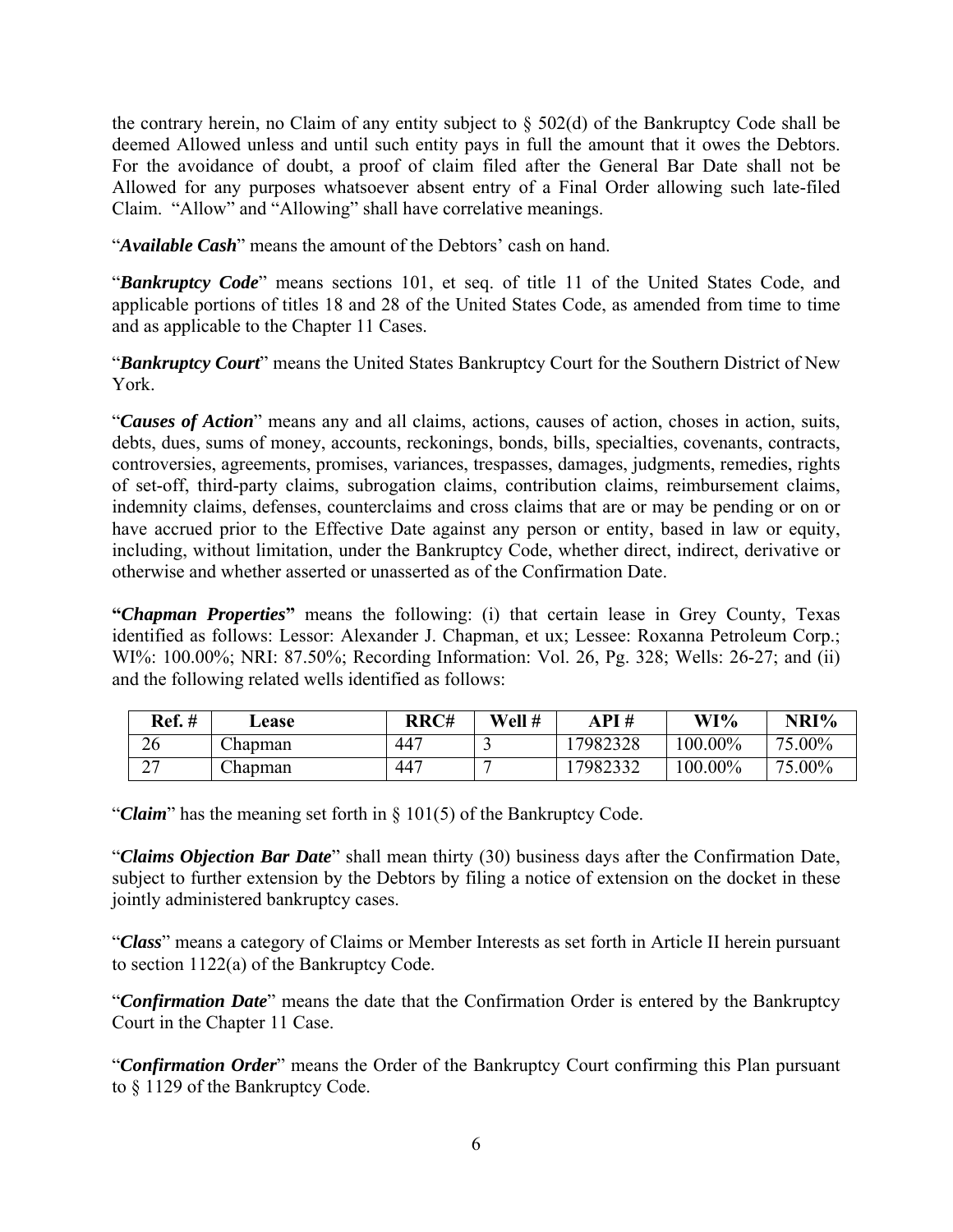the contrary herein, no Claim of any entity subject to § 502(d) of the Bankruptcy Code shall be deemed Allowed unless and until such entity pays in full the amount that it owes the Debtors. For the avoidance of doubt, a proof of claim filed after the General Bar Date shall not be Allowed for any purposes whatsoever absent entry of a Final Order allowing such late-filed Claim. "Allow" and "Allowing" shall have correlative meanings.

"***Available Cash***" means the amount of the Debtors' cash on hand.

"***Bankruptcy Code***" means sections 101, et seq. of title 11 of the United States Code, and applicable portions of titles 18 and 28 of the United States Code, as amended from time to time and as applicable to the Chapter 11 Cases.

"***Bankruptcy Court***" means the United States Bankruptcy Court for the Southern District of New York.

"***Causes of Action***" means any and all claims, actions, causes of action, choses in action, suits, debts, dues, sums of money, accounts, reckonings, bonds, bills, specialties, covenants, contracts, controversies, agreements, promises, variances, trespasses, damages, judgments, remedies, rights of set-off, third-party claims, subrogation claims, contribution claims, reimbursement claims, indemnity claims, defenses, counterclaims and cross claims that are or may be pending or on or have accrued prior to the Effective Date against any person or entity, based in law or equity, including, without limitation, under the Bankruptcy Code, whether direct, indirect, derivative or otherwise and whether asserted or unasserted as of the Confirmation Date.

**"*Chapman Properties*"** means the following: (i) that certain lease in Grey County, Texas identified as follows: Lessor: Alexander J. Chapman, et ux; Lessee: Roxanna Petroleum Corp.; WI%: 100.00%; NRI: 87.50%; Recording Information: Vol. 26, Pg. 328; Wells: 26-27; and (ii) and the following related wells identified as follows:

| Ref. # | Lease | RRC# | Well # | API # | WI% | NRI% |
|---|---|---|---|---|---|---|
| 26 | Chapman | 447 | 3 | 17982328 | 100.00% | 75.00% |
| 27 | Chapman | 447 | 7 | 17982332 | 100.00% | 75.00% |

"***Claim***" has the meaning set forth in § 101(5) of the Bankruptcy Code.

"***Claims Objection Bar Date***" shall mean thirty (30) business days after the Confirmation Date, subject to further extension by the Debtors by filing a notice of extension on the docket in these jointly administered bankruptcy cases.

"***Class***" means a category of Claims or Member Interests as set forth in Article II herein pursuant to section 1122(a) of the Bankruptcy Code.

"***Confirmation Date***" means the date that the Confirmation Order is entered by the Bankruptcy Court in the Chapter 11 Case.

"***Confirmation Order***" means the Order of the Bankruptcy Court confirming this Plan pursuant to § 1129 of the Bankruptcy Code.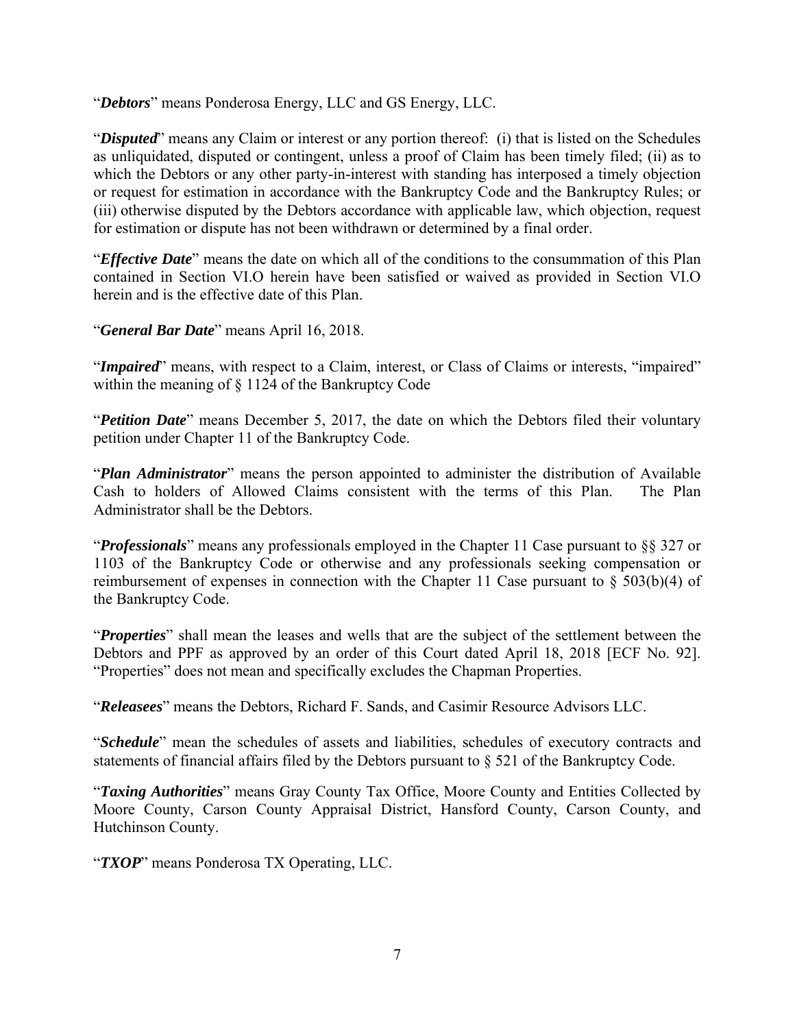"***Debtors***" means Ponderosa Energy, LLC and GS Energy, LLC.

"***Disputed***" means any Claim or interest or any portion thereof: (i) that is listed on the Schedules as unliquidated, disputed or contingent, unless a proof of Claim has been timely filed; (ii) as to which the Debtors or any other party-in-interest with standing has interposed a timely objection or request for estimation in accordance with the Bankruptcy Code and the Bankruptcy Rules; or (iii) otherwise disputed by the Debtors accordance with applicable law, which objection, request for estimation or dispute has not been withdrawn or determined by a final order.

"***Effective Date***" means the date on which all of the conditions to the consummation of this Plan contained in Section VI.O herein have been satisfied or waived as provided in Section VI.O herein and is the effective date of this Plan.

"***General Bar Date***" means April 16, 2018.

"***Impaired***" means, with respect to a Claim, interest, or Class of Claims or interests, "impaired" within the meaning of § 1124 of the Bankruptcy Code

"***Petition Date***" means December 5, 2017, the date on which the Debtors filed their voluntary petition under Chapter 11 of the Bankruptcy Code.

"***Plan Administrator***" means the person appointed to administer the distribution of Available Cash to holders of Allowed Claims consistent with the terms of this Plan. The Plan Administrator shall be the Debtors.

"***Professionals***" means any professionals employed in the Chapter 11 Case pursuant to §§ 327 or 1103 of the Bankruptcy Code or otherwise and any professionals seeking compensation or reimbursement of expenses in connection with the Chapter 11 Case pursuant to § 503(b)(4) of the Bankruptcy Code.

"***Properties***" shall mean the leases and wells that are the subject of the settlement between the Debtors and PPF as approved by an order of this Court dated April 18, 2018 [ECF No. 92]. "Properties" does not mean and specifically excludes the Chapman Properties.

"***Releasees***" means the Debtors, Richard F. Sands, and Casimir Resource Advisors LLC.

"***Schedule***" mean the schedules of assets and liabilities, schedules of executory contracts and statements of financial affairs filed by the Debtors pursuant to § 521 of the Bankruptcy Code.

"***Taxing Authorities***" means Gray County Tax Office, Moore County and Entities Collected by Moore County, Carson County Appraisal District, Hansford County, Carson County, and Hutchinson County.

"***TXOP***" means Ponderosa TX Operating, LLC.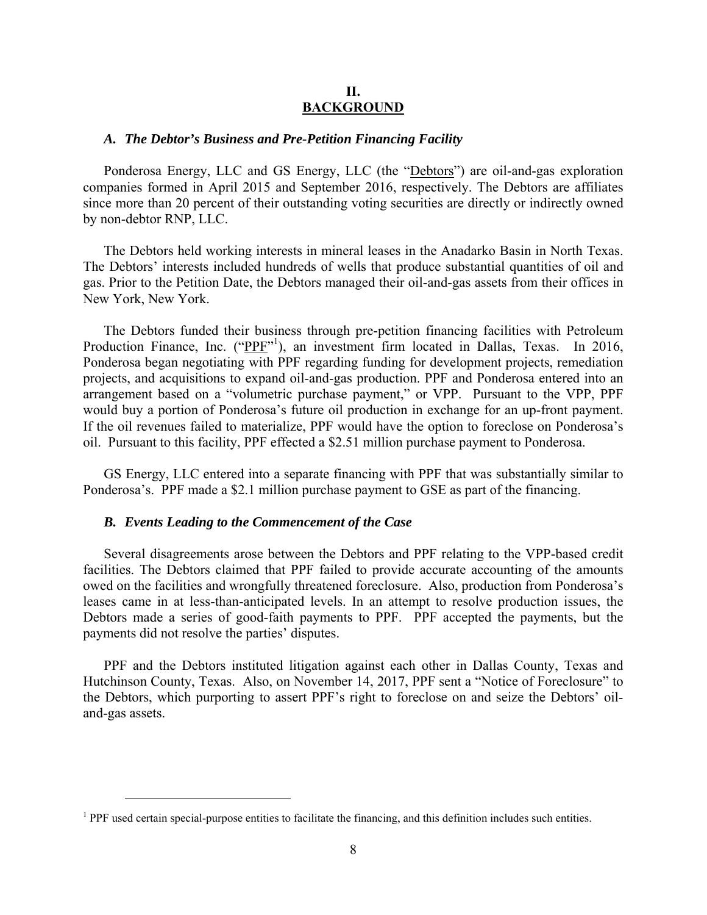## II.
## BACKGROUND

### *A. The Debtor's Business and Pre-Petition Financing Facility*

Ponderosa Energy, LLC and GS Energy, LLC (the "Debtors") are oil-and-gas exploration companies formed in April 2015 and September 2016, respectively. The Debtors are affiliates since more than 20 percent of their outstanding voting securities are directly or indirectly owned by non-debtor RNP, LLC.

The Debtors held working interests in mineral leases in the Anadarko Basin in North Texas. The Debtors' interests included hundreds of wells that produce substantial quantities of oil and gas. Prior to the Petition Date, the Debtors managed their oil-and-gas assets from their offices in New York, New York.

The Debtors funded their business through pre-petition financing facilities with Petroleum Production Finance, Inc. ("PPF"[1]), an investment firm located in Dallas, Texas. In 2016, Ponderosa began negotiating with PPF regarding funding for development projects, remediation projects, and acquisitions to expand oil-and-gas production. PPF and Ponderosa entered into an arrangement based on a "volumetric purchase payment," or VPP. Pursuant to the VPP, PPF would buy a portion of Ponderosa's future oil production in exchange for an up-front payment. If the oil revenues failed to materialize, PPF would have the option to foreclose on Ponderosa's oil. Pursuant to this facility, PPF effected a \$2.51 million purchase payment to Ponderosa.

GS Energy, LLC entered into a separate financing with PPF that was substantially similar to Ponderosa's. PPF made a \$2.1 million purchase payment to GSE as part of the financing.

### *B. Events Leading to the Commencement of the Case*

Several disagreements arose between the Debtors and PPF relating to the VPP-based credit facilities. The Debtors claimed that PPF failed to provide accurate accounting of the amounts owed on the facilities and wrongfully threatened foreclosure. Also, production from Ponderosa's leases came in at less-than-anticipated levels. In an attempt to resolve production issues, the Debtors made a series of good-faith payments to PPF. PPF accepted the payments, but the payments did not resolve the parties' disputes.

PPF and the Debtors instituted litigation against each other in Dallas County, Texas and Hutchinson County, Texas. Also, on November 14, 2017, PPF sent a "Notice of Foreclosure" to the Debtors, which purporting to assert PPF's right to foreclose on and seize the Debtors' oil-and-gas assets.

---

[1] PPF used certain special-purpose entities to facilitate the financing, and this definition includes such entities.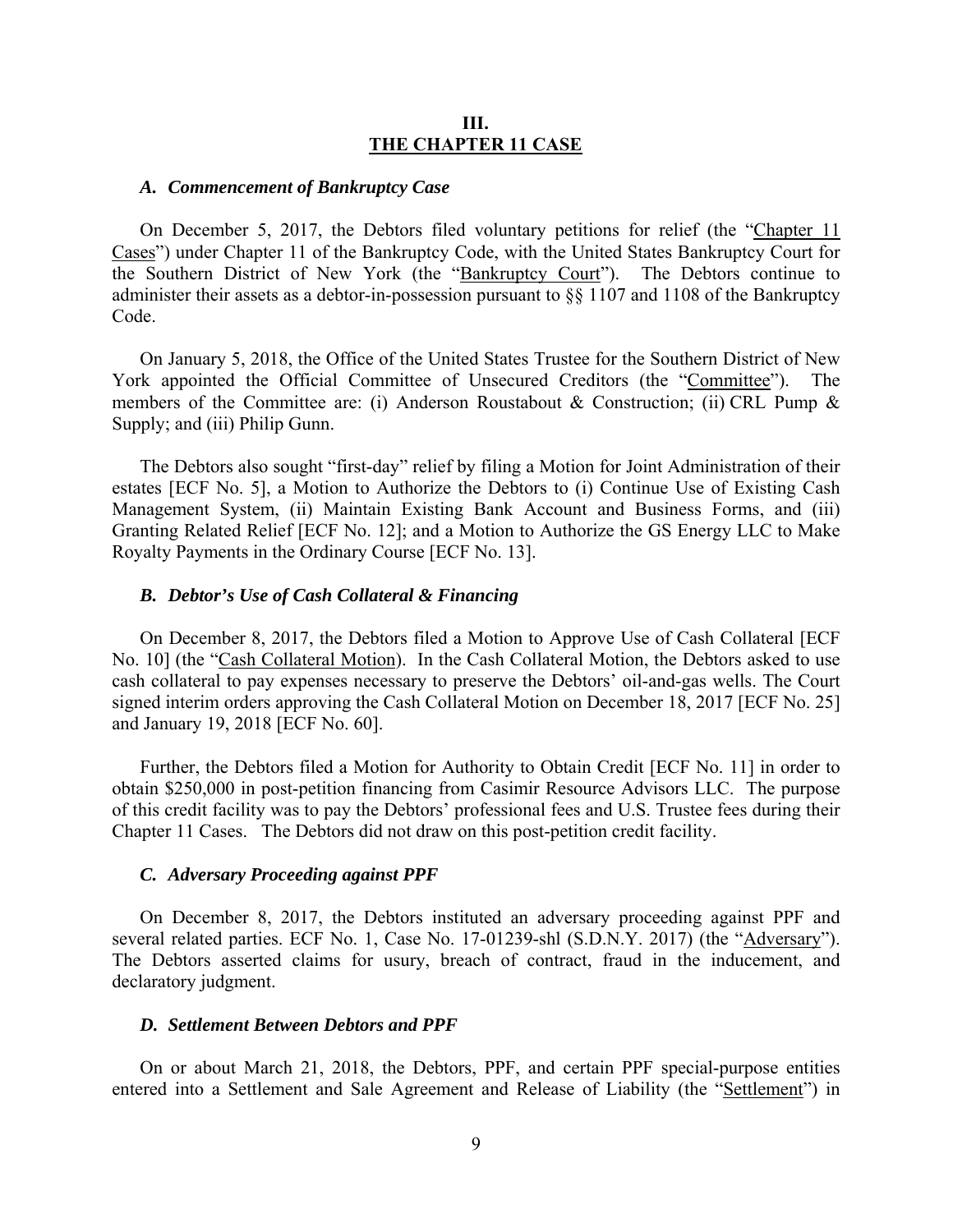## III.
## THE CHAPTER 11 CASE

### *A. Commencement of Bankruptcy Case*

On December 5, 2017, the Debtors filed voluntary petitions for relief (the "Chapter 11 Cases") under Chapter 11 of the Bankruptcy Code, with the United States Bankruptcy Court for the Southern District of New York (the "Bankruptcy Court"). The Debtors continue to administer their assets as a debtor-in-possession pursuant to §§ 1107 and 1108 of the Bankruptcy Code.

On January 5, 2018, the Office of the United States Trustee for the Southern District of New York appointed the Official Committee of Unsecured Creditors (the "Committee"). The members of the Committee are: (i) Anderson Roustabout & Construction; (ii) CRL Pump & Supply; and (iii) Philip Gunn.

The Debtors also sought "first-day" relief by filing a Motion for Joint Administration of their estates [ECF No. 5], a Motion to Authorize the Debtors to (i) Continue Use of Existing Cash Management System, (ii) Maintain Existing Bank Account and Business Forms, and (iii) Granting Related Relief [ECF No. 12]; and a Motion to Authorize the GS Energy LLC to Make Royalty Payments in the Ordinary Course [ECF No. 13].

### *B. Debtor's Use of Cash Collateral & Financing*

On December 8, 2017, the Debtors filed a Motion to Approve Use of Cash Collateral [ECF No. 10] (the "Cash Collateral Motion). In the Cash Collateral Motion, the Debtors asked to use cash collateral to pay expenses necessary to preserve the Debtors' oil-and-gas wells. The Court signed interim orders approving the Cash Collateral Motion on December 18, 2017 [ECF No. 25] and January 19, 2018 [ECF No. 60].

Further, the Debtors filed a Motion for Authority to Obtain Credit [ECF No. 11] in order to obtain $250,000 in post-petition financing from Casimir Resource Advisors LLC. The purpose of this credit facility was to pay the Debtors' professional fees and U.S. Trustee fees during their Chapter 11 Cases. The Debtors did not draw on this post-petition credit facility.

### *C. Adversary Proceeding against PPF*

On December 8, 2017, the Debtors instituted an adversary proceeding against PPF and several related parties. ECF No. 1, Case No. 17-01239-shl (S.D.N.Y. 2017) (the "Adversary"). The Debtors asserted claims for usury, breach of contract, fraud in the inducement, and declaratory judgment.

### *D. Settlement Between Debtors and PPF*

On or about March 21, 2018, the Debtors, PPF, and certain PPF special-purpose entities entered into a Settlement and Sale Agreement and Release of Liability (the "Settlement") in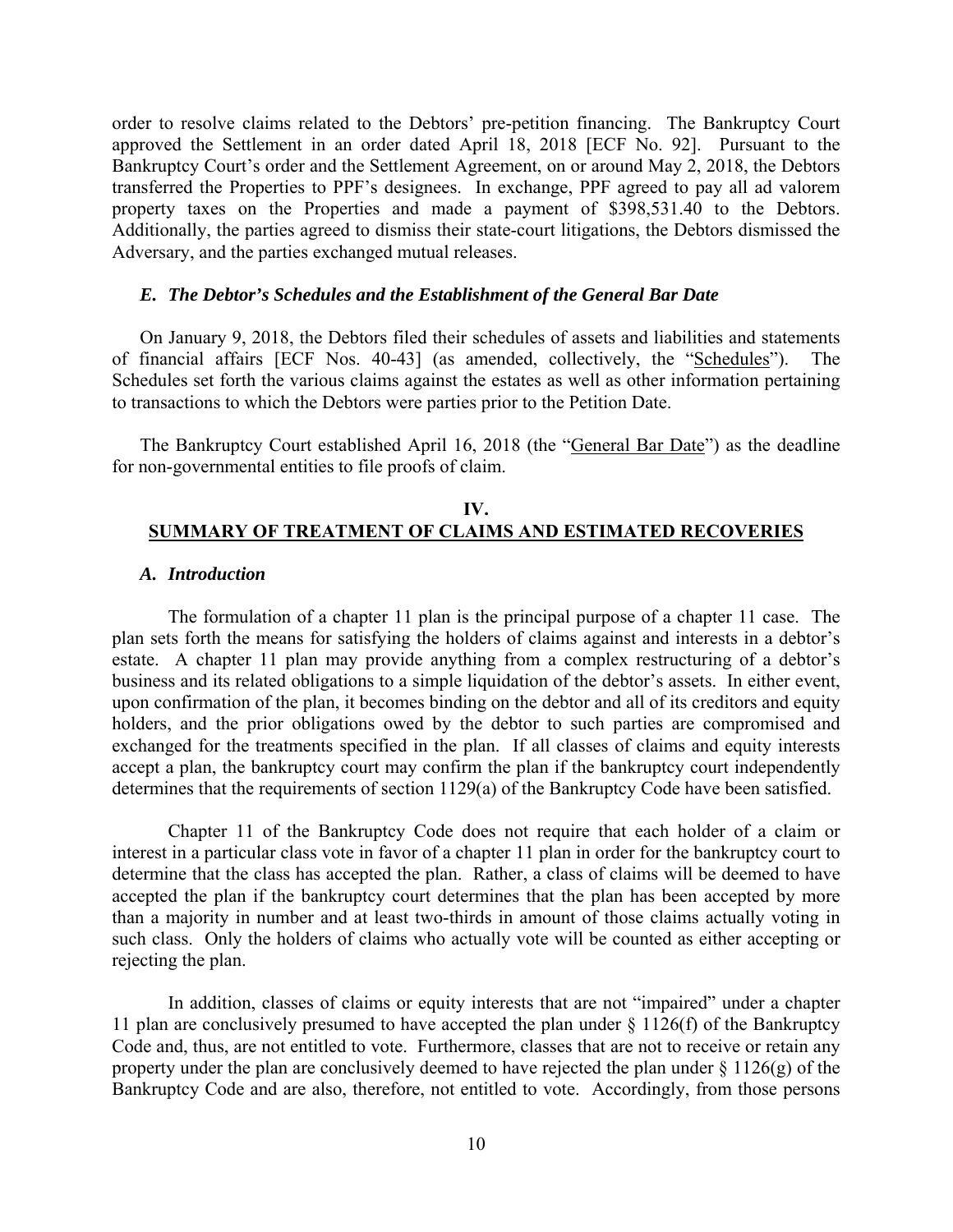order to resolve claims related to the Debtors' pre-petition financing. The Bankruptcy Court approved the Settlement in an order dated April 18, 2018 [ECF No. 92]. Pursuant to the Bankruptcy Court's order and the Settlement Agreement, on or around May 2, 2018, the Debtors transferred the Properties to PPF's designees. In exchange, PPF agreed to pay all ad valorem property taxes on the Properties and made a payment of $398,531.40 to the Debtors. Additionally, the parties agreed to dismiss their state-court litigations, the Debtors dismissed the Adversary, and the parties exchanged mutual releases.

### *E. The Debtor's Schedules and the Establishment of the General Bar Date*

On January 9, 2018, the Debtors filed their schedules of assets and liabilities and statements of financial affairs [ECF Nos. 40-43] (as amended, collectively, the "Schedules"). The Schedules set forth the various claims against the estates as well as other information pertaining to transactions to which the Debtors were parties prior to the Petition Date.

The Bankruptcy Court established April 16, 2018 (the "General Bar Date") as the deadline for non-governmental entities to file proofs of claim.

## IV. SUMMARY OF TREATMENT OF CLAIMS AND ESTIMATED RECOVERIES

### *A. Introduction*

The formulation of a chapter 11 plan is the principal purpose of a chapter 11 case. The plan sets forth the means for satisfying the holders of claims against and interests in a debtor's estate. A chapter 11 plan may provide anything from a complex restructuring of a debtor's business and its related obligations to a simple liquidation of the debtor's assets. In either event, upon confirmation of the plan, it becomes binding on the debtor and all of its creditors and equity holders, and the prior obligations owed by the debtor to such parties are compromised and exchanged for the treatments specified in the plan. If all classes of claims and equity interests accept a plan, the bankruptcy court may confirm the plan if the bankruptcy court independently determines that the requirements of section 1129(a) of the Bankruptcy Code have been satisfied.

Chapter 11 of the Bankruptcy Code does not require that each holder of a claim or interest in a particular class vote in favor of a chapter 11 plan in order for the bankruptcy court to determine that the class has accepted the plan. Rather, a class of claims will be deemed to have accepted the plan if the bankruptcy court determines that the plan has been accepted by more than a majority in number and at least two-thirds in amount of those claims actually voting in such class. Only the holders of claims who actually vote will be counted as either accepting or rejecting the plan.

In addition, classes of claims or equity interests that are not "impaired" under a chapter 11 plan are conclusively presumed to have accepted the plan under § 1126(f) of the Bankruptcy Code and, thus, are not entitled to vote. Furthermore, classes that are not to receive or retain any property under the plan are conclusively deemed to have rejected the plan under § 1126(g) of the Bankruptcy Code and are also, therefore, not entitled to vote. Accordingly, from those persons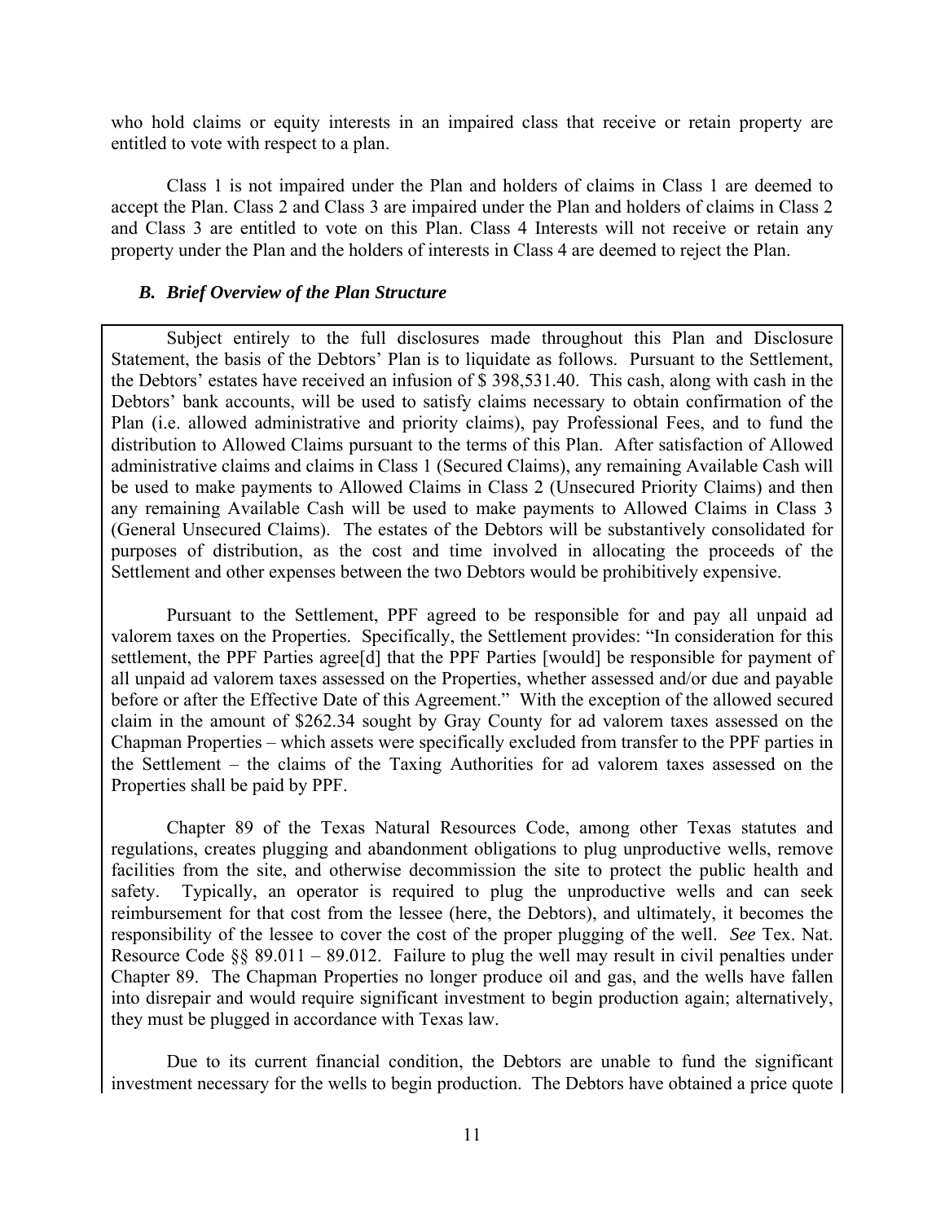who hold claims or equity interests in an impaired class that receive or retain property are entitled to vote with respect to a plan.

Class 1 is not impaired under the Plan and holders of claims in Class 1 are deemed to accept the Plan. Class 2 and Class 3 are impaired under the Plan and holders of claims in Class 2 and Class 3 are entitled to vote on this Plan. Class 4 Interests will not receive or retain any property under the Plan and the holders of interests in Class 4 are deemed to reject the Plan.

### *B. Brief Overview of the Plan Structure*

Subject entirely to the full disclosures made throughout this Plan and Disclosure Statement, the basis of the Debtors' Plan is to liquidate as follows. Pursuant to the Settlement, the Debtors' estates have received an infusion of $ 398,531.40. This cash, along with cash in the Debtors' bank accounts, will be used to satisfy claims necessary to obtain confirmation of the Plan (i.e. allowed administrative and priority claims), pay Professional Fees, and to fund the distribution to Allowed Claims pursuant to the terms of this Plan. After satisfaction of Allowed administrative claims and claims in Class 1 (Secured Claims), any remaining Available Cash will be used to make payments to Allowed Claims in Class 2 (Unsecured Priority Claims) and then any remaining Available Cash will be used to make payments to Allowed Claims in Class 3 (General Unsecured Claims). The estates of the Debtors will be substantively consolidated for purposes of distribution, as the cost and time involved in allocating the proceeds of the Settlement and other expenses between the two Debtors would be prohibitively expensive.

Pursuant to the Settlement, PPF agreed to be responsible for and pay all unpaid ad valorem taxes on the Properties. Specifically, the Settlement provides: "In consideration for this settlement, the PPF Parties agree[d] that the PPF Parties [would] be responsible for payment of all unpaid ad valorem taxes assessed on the Properties, whether assessed and/or due and payable before or after the Effective Date of this Agreement." With the exception of the allowed secured claim in the amount of $262.34 sought by Gray County for ad valorem taxes assessed on the Chapman Properties – which assets were specifically excluded from transfer to the PPF parties in the Settlement – the claims of the Taxing Authorities for ad valorem taxes assessed on the Properties shall be paid by PPF.

Chapter 89 of the Texas Natural Resources Code, among other Texas statutes and regulations, creates plugging and abandonment obligations to plug unproductive wells, remove facilities from the site, and otherwise decommission the site to protect the public health and safety. Typically, an operator is required to plug the unproductive wells and can seek reimbursement for that cost from the lessee (here, the Debtors), and ultimately, it becomes the responsibility of the lessee to cover the cost of the proper plugging of the well. *See* Tex. Nat. Resource Code §§ 89.011 – 89.012. Failure to plug the well may result in civil penalties under Chapter 89. The Chapman Properties no longer produce oil and gas, and the wells have fallen into disrepair and would require significant investment to begin production again; alternatively, they must be plugged in accordance with Texas law.

Due to its current financial condition, the Debtors are unable to fund the significant investment necessary for the wells to begin production. The Debtors have obtained a price quote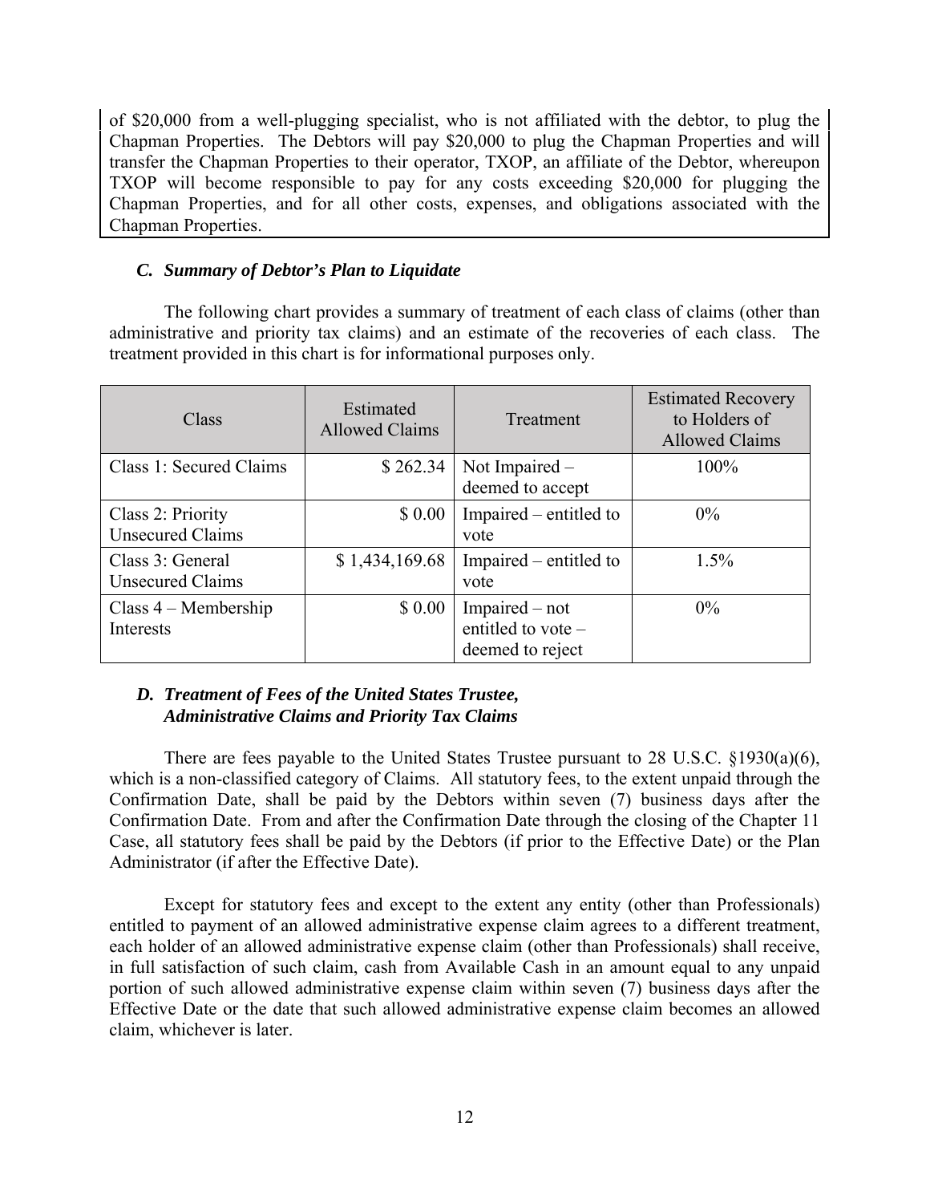of $20,000 from a well-plugging specialist, who is not affiliated with the debtor, to plug the Chapman Properties. The Debtors will pay $20,000 to plug the Chapman Properties and will transfer the Chapman Properties to their operator, TXOP, an affiliate of the Debtor, whereupon TXOP will become responsible to pay for any costs exceeding $20,000 for plugging the Chapman Properties, and for all other costs, expenses, and obligations associated with the Chapman Properties.

### *C. Summary of Debtor's Plan to Liquidate*

The following chart provides a summary of treatment of each class of claims (other than administrative and priority tax claims) and an estimate of the recoveries of each class. The treatment provided in this chart is for informational purposes only.

| Class | Estimated Allowed Claims | Treatment | Estimated Recovery to Holders of Allowed Claims |
|---|---|---|---|
| Class 1: Secured Claims | $ 262.34 | Not Impaired – deemed to accept | 100% |
| Class 2: Priority Unsecured Claims | $ 0.00 | Impaired – entitled to vote | 0% |
| Class 3: General Unsecured Claims | $ 1,434,169.68 | Impaired – entitled to vote | 1.5% |
| Class 4 – Membership Interests | $ 0.00 | Impaired – not entitled to vote – deemed to reject | 0% |

### *D. Treatment of Fees of the United States Trustee, Administrative Claims and Priority Tax Claims*

There are fees payable to the United States Trustee pursuant to 28 U.S.C. §1930(a)(6), which is a non-classified category of Claims. All statutory fees, to the extent unpaid through the Confirmation Date, shall be paid by the Debtors within seven (7) business days after the Confirmation Date. From and after the Confirmation Date through the closing of the Chapter 11 Case, all statutory fees shall be paid by the Debtors (if prior to the Effective Date) or the Plan Administrator (if after the Effective Date).

Except for statutory fees and except to the extent any entity (other than Professionals) entitled to payment of an allowed administrative expense claim agrees to a different treatment, each holder of an allowed administrative expense claim (other than Professionals) shall receive, in full satisfaction of such claim, cash from Available Cash in an amount equal to any unpaid portion of such allowed administrative expense claim within seven (7) business days after the Effective Date or the date that such allowed administrative expense claim becomes an allowed claim, whichever is later.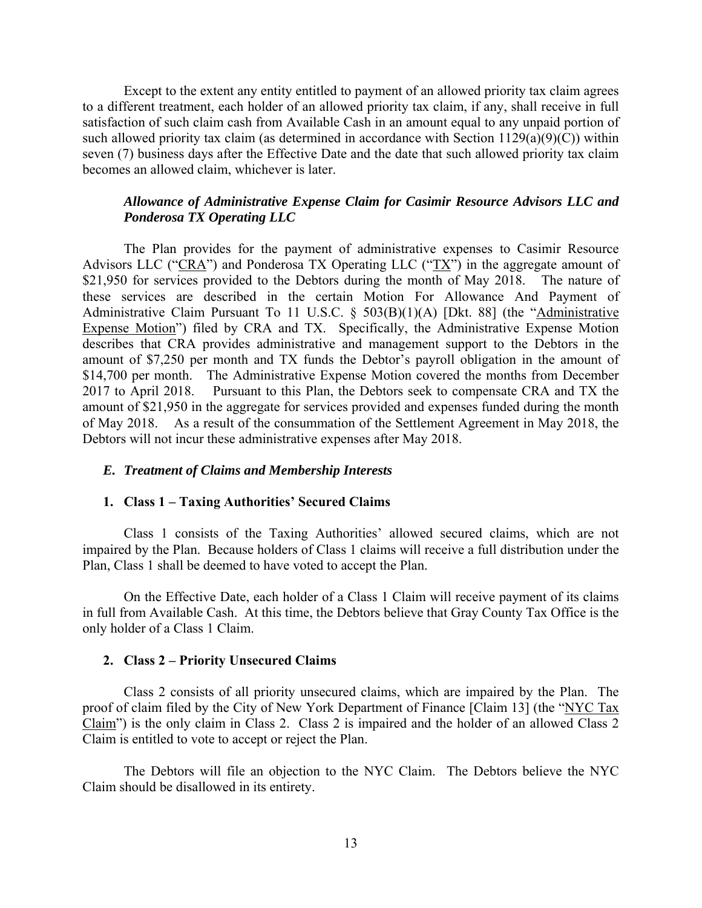Except to the extent any entity entitled to payment of an allowed priority tax claim agrees to a different treatment, each holder of an allowed priority tax claim, if any, shall receive in full satisfaction of such claim cash from Available Cash in an amount equal to any unpaid portion of such allowed priority tax claim (as determined in accordance with Section 1129(a)(9)(C)) within seven (7) business days after the Effective Date and the date that such allowed priority tax claim becomes an allowed claim, whichever is later.

***Allowance of Administrative Expense Claim for Casimir Resource Advisors LLC and Ponderosa TX Operating LLC***

The Plan provides for the payment of administrative expenses to Casimir Resource Advisors LLC ("CRA") and Ponderosa TX Operating LLC ("TX") in the aggregate amount of $21,950 for services provided to the Debtors during the month of May 2018. The nature of these services are described in the certain Motion For Allowance And Payment of Administrative Claim Pursuant To 11 U.S.C. § 503(B)(1)(A) [Dkt. 88] (the "Administrative Expense Motion") filed by CRA and TX. Specifically, the Administrative Expense Motion describes that CRA provides administrative and management support to the Debtors in the amount of $7,250 per month and TX funds the Debtor's payroll obligation in the amount of $14,700 per month. The Administrative Expense Motion covered the months from December 2017 to April 2018. Pursuant to this Plan, the Debtors seek to compensate CRA and TX the amount of $21,950 in the aggregate for services provided and expenses funded during the month of May 2018. As a result of the consummation of the Settlement Agreement in May 2018, the Debtors will not incur these administrative expenses after May 2018.

### *E. Treatment of Claims and Membership Interests*

#### 1. Class 1 – Taxing Authorities' Secured Claims

Class 1 consists of the Taxing Authorities' allowed secured claims, which are not impaired by the Plan. Because holders of Class 1 claims will receive a full distribution under the Plan, Class 1 shall be deemed to have voted to accept the Plan.

On the Effective Date, each holder of a Class 1 Claim will receive payment of its claims in full from Available Cash. At this time, the Debtors believe that Gray County Tax Office is the only holder of a Class 1 Claim.

#### 2. Class 2 – Priority Unsecured Claims

Class 2 consists of all priority unsecured claims, which are impaired by the Plan. The proof of claim filed by the City of New York Department of Finance [Claim 13] (the "NYC Tax Claim") is the only claim in Class 2. Class 2 is impaired and the holder of an allowed Class 2 Claim is entitled to vote to accept or reject the Plan.

The Debtors will file an objection to the NYC Claim. The Debtors believe the NYC Claim should be disallowed in its entirety.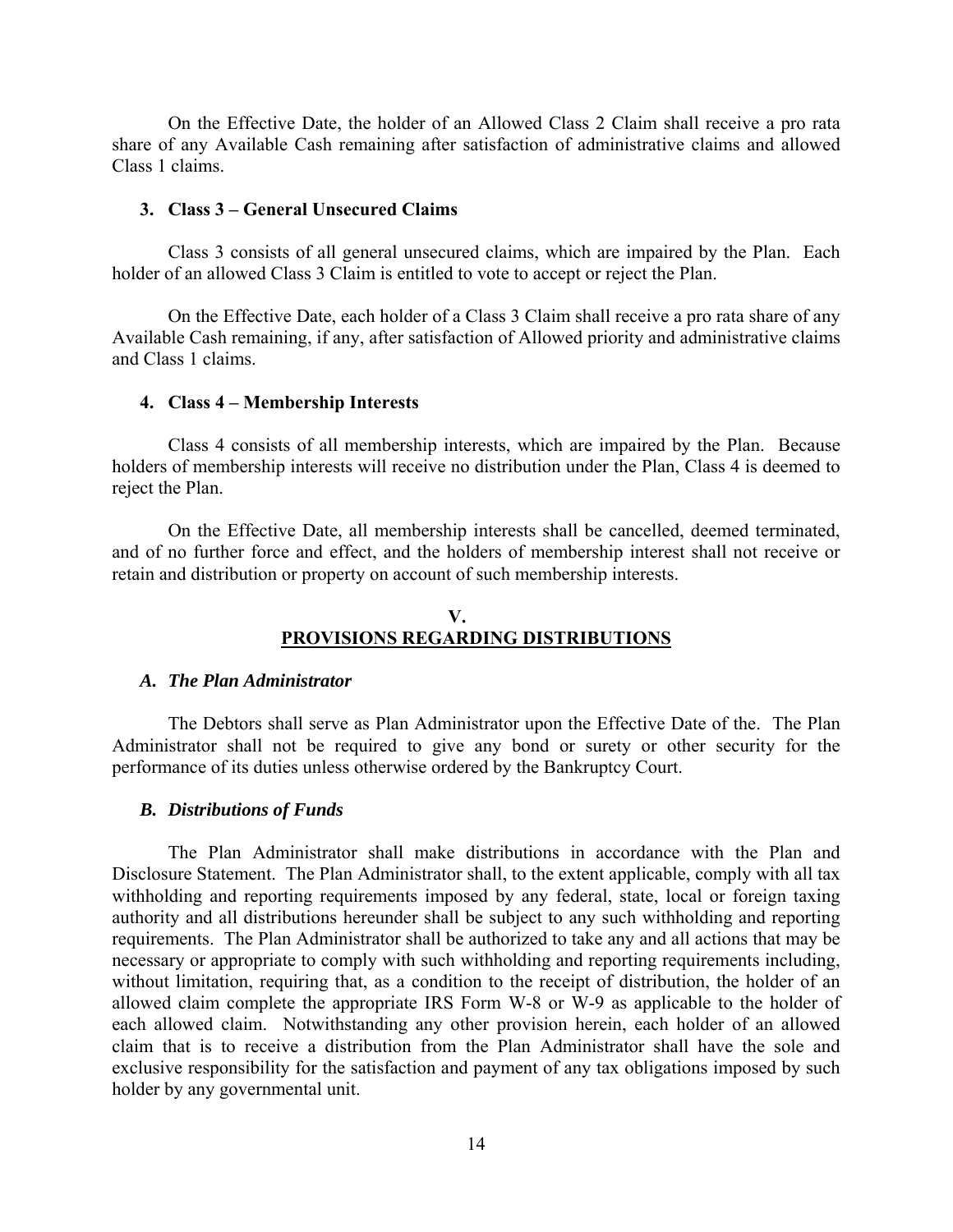On the Effective Date, the holder of an Allowed Class 2 Claim shall receive a pro rata share of any Available Cash remaining after satisfaction of administrative claims and allowed Class 1 claims.

### 3. Class 3 – General Unsecured Claims

Class 3 consists of all general unsecured claims, which are impaired by the Plan. Each holder of an allowed Class 3 Claim is entitled to vote to accept or reject the Plan.

On the Effective Date, each holder of a Class 3 Claim shall receive a pro rata share of any Available Cash remaining, if any, after satisfaction of Allowed priority and administrative claims and Class 1 claims.

### 4. Class 4 – Membership Interests

Class 4 consists of all membership interests, which are impaired by the Plan. Because holders of membership interests will receive no distribution under the Plan, Class 4 is deemed to reject the Plan.

On the Effective Date, all membership interests shall be cancelled, deemed terminated, and of no further force and effect, and the holders of membership interest shall not receive or retain and distribution or property on account of such membership interests.

## V.
## PROVISIONS REGARDING DISTRIBUTIONS

### *A. The Plan Administrator*

The Debtors shall serve as Plan Administrator upon the Effective Date of the. The Plan Administrator shall not be required to give any bond or surety or other security for the performance of its duties unless otherwise ordered by the Bankruptcy Court.

### *B. Distributions of Funds*

The Plan Administrator shall make distributions in accordance with the Plan and Disclosure Statement. The Plan Administrator shall, to the extent applicable, comply with all tax withholding and reporting requirements imposed by any federal, state, local or foreign taxing authority and all distributions hereunder shall be subject to any such withholding and reporting requirements. The Plan Administrator shall be authorized to take any and all actions that may be necessary or appropriate to comply with such withholding and reporting requirements including, without limitation, requiring that, as a condition to the receipt of distribution, the holder of an allowed claim complete the appropriate IRS Form W-8 or W-9 as applicable to the holder of each allowed claim. Notwithstanding any other provision herein, each holder of an allowed claim that is to receive a distribution from the Plan Administrator shall have the sole and exclusive responsibility for the satisfaction and payment of any tax obligations imposed by such holder by any governmental unit.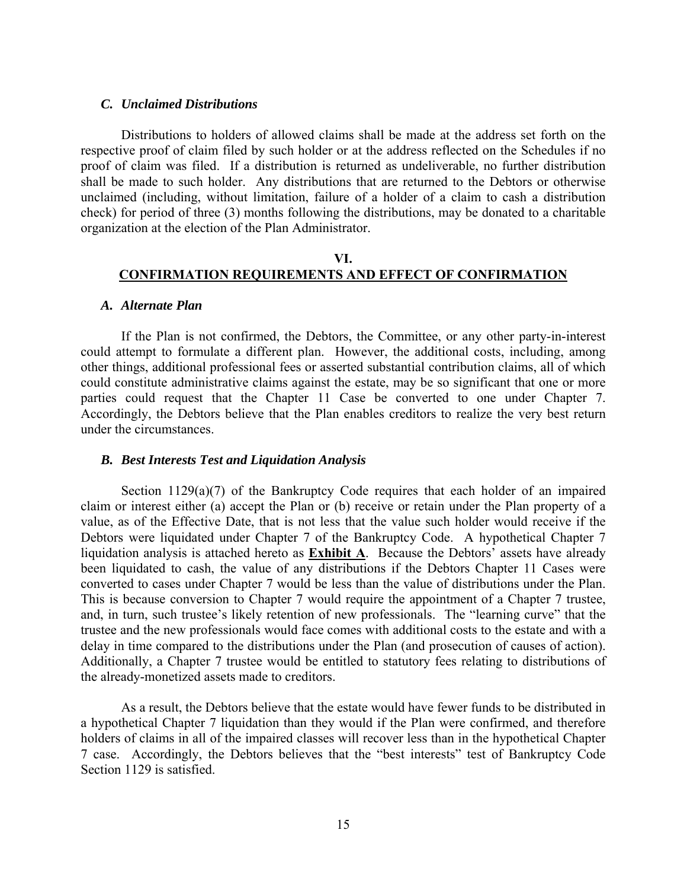### *C. Unclaimed Distributions*

Distributions to holders of allowed claims shall be made at the address set forth on the respective proof of claim filed by such holder or at the address reflected on the Schedules if no proof of claim was filed. If a distribution is returned as undeliverable, no further distribution shall be made to such holder. Any distributions that are returned to the Debtors or otherwise unclaimed (including, without limitation, failure of a holder of a claim to cash a distribution check) for period of three (3) months following the distributions, may be donated to a charitable organization at the election of the Plan Administrator.

## VI.
## <u>CONFIRMATION REQUIREMENTS AND EFFECT OF CONFIRMATION</u>

### *A. Alternate Plan*

If the Plan is not confirmed, the Debtors, the Committee, or any other party-in-interest could attempt to formulate a different plan. However, the additional costs, including, among other things, additional professional fees or asserted substantial contribution claims, all of which could constitute administrative claims against the estate, may be so significant that one or more parties could request that the Chapter 11 Case be converted to one under Chapter 7. Accordingly, the Debtors believe that the Plan enables creditors to realize the very best return under the circumstances.

### *B. Best Interests Test and Liquidation Analysis*

Section 1129(a)(7) of the Bankruptcy Code requires that each holder of an impaired claim or interest either (a) accept the Plan or (b) receive or retain under the Plan property of a value, as of the Effective Date, that is not less that the value such holder would receive if the Debtors were liquidated under Chapter 7 of the Bankruptcy Code. A hypothetical Chapter 7 liquidation analysis is attached hereto as **<u>Exhibit A</u>**. Because the Debtors' assets have already been liquidated to cash, the value of any distributions if the Debtors Chapter 11 Cases were converted to cases under Chapter 7 would be less than the value of distributions under the Plan. This is because conversion to Chapter 7 would require the appointment of a Chapter 7 trustee, and, in turn, such trustee's likely retention of new professionals. The "learning curve" that the trustee and the new professionals would face comes with additional costs to the estate and with a delay in time compared to the distributions under the Plan (and prosecution of causes of action). Additionally, a Chapter 7 trustee would be entitled to statutory fees relating to distributions of the already-monetized assets made to creditors.

As a result, the Debtors believe that the estate would have fewer funds to be distributed in a hypothetical Chapter 7 liquidation than they would if the Plan were confirmed, and therefore holders of claims in all of the impaired classes will recover less than in the hypothetical Chapter 7 case. Accordingly, the Debtors believes that the "best interests" test of Bankruptcy Code Section 1129 is satisfied.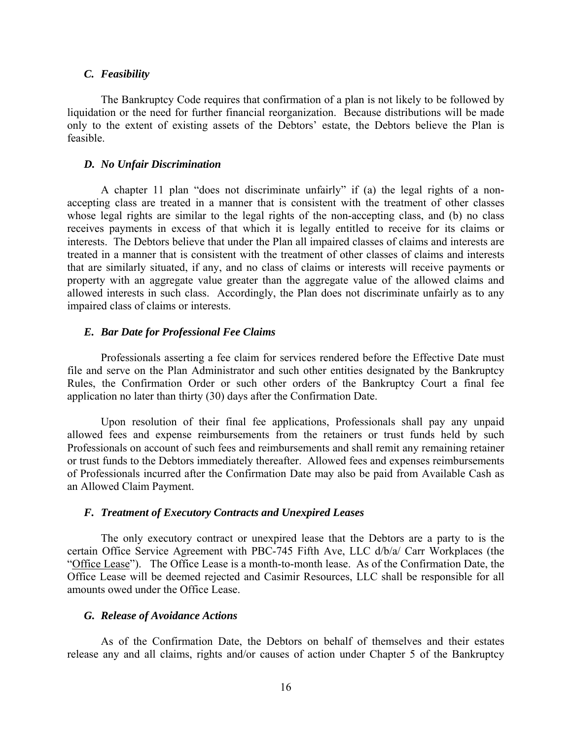### *C. Feasibility*

The Bankruptcy Code requires that confirmation of a plan is not likely to be followed by liquidation or the need for further financial reorganization. Because distributions will be made only to the extent of existing assets of the Debtors' estate, the Debtors believe the Plan is feasible.

### *D. No Unfair Discrimination*

A chapter 11 plan "does not discriminate unfairly" if (a) the legal rights of a non-accepting class are treated in a manner that is consistent with the treatment of other classes whose legal rights are similar to the legal rights of the non-accepting class, and (b) no class receives payments in excess of that which it is legally entitled to receive for its claims or interests. The Debtors believe that under the Plan all impaired classes of claims and interests are treated in a manner that is consistent with the treatment of other classes of claims and interests that are similarly situated, if any, and no class of claims or interests will receive payments or property with an aggregate value greater than the aggregate value of the allowed claims and allowed interests in such class. Accordingly, the Plan does not discriminate unfairly as to any impaired class of claims or interests.

### *E. Bar Date for Professional Fee Claims*

Professionals asserting a fee claim for services rendered before the Effective Date must file and serve on the Plan Administrator and such other entities designated by the Bankruptcy Rules, the Confirmation Order or such other orders of the Bankruptcy Court a final fee application no later than thirty (30) days after the Confirmation Date.

Upon resolution of their final fee applications, Professionals shall pay any unpaid allowed fees and expense reimbursements from the retainers or trust funds held by such Professionals on account of such fees and reimbursements and shall remit any remaining retainer or trust funds to the Debtors immediately thereafter. Allowed fees and expenses reimbursements of Professionals incurred after the Confirmation Date may also be paid from Available Cash as an Allowed Claim Payment.

### *F. Treatment of Executory Contracts and Unexpired Leases*

The only executory contract or unexpired lease that the Debtors are a party to is the certain Office Service Agreement with PBC-745 Fifth Ave, LLC d/b/a/ Carr Workplaces (the "Office Lease"). The Office Lease is a month-to-month lease. As of the Confirmation Date, the Office Lease will be deemed rejected and Casimir Resources, LLC shall be responsible for all amounts owed under the Office Lease.

### *G. Release of Avoidance Actions*

As of the Confirmation Date, the Debtors on behalf of themselves and their estates release any and all claims, rights and/or causes of action under Chapter 5 of the Bankruptcy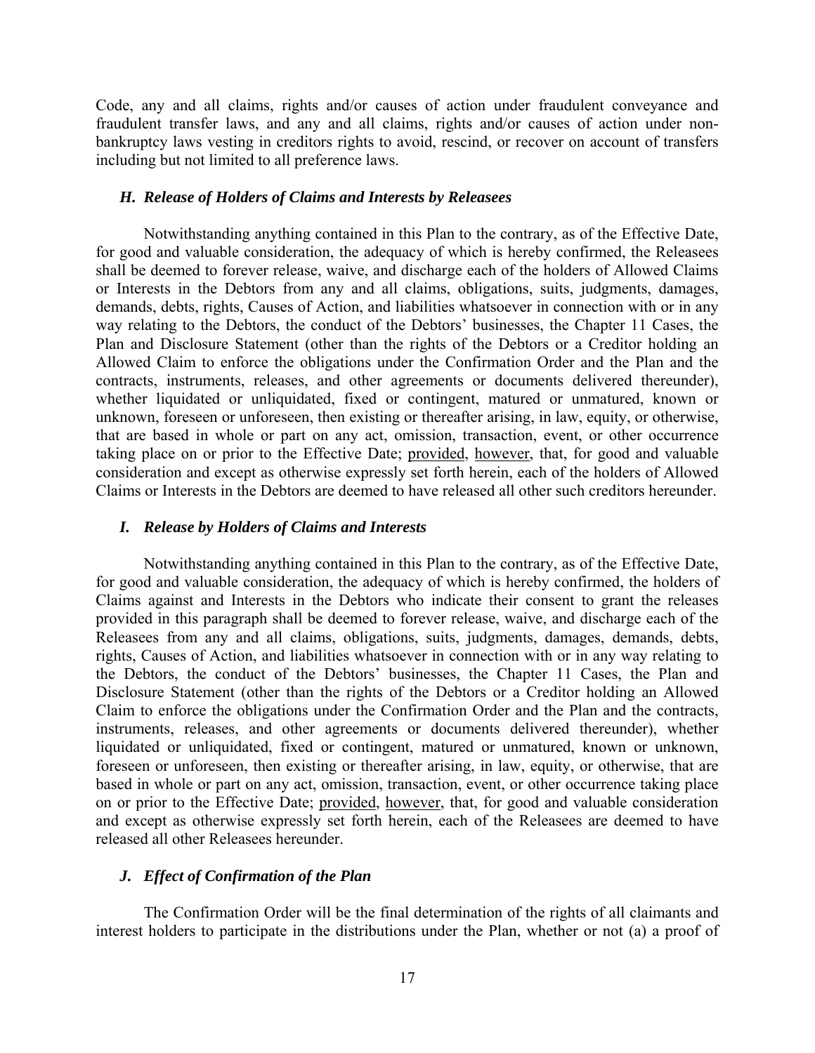Code, any and all claims, rights and/or causes of action under fraudulent conveyance and fraudulent transfer laws, and any and all claims, rights and/or causes of action under non-bankruptcy laws vesting in creditors rights to avoid, rescind, or recover on account of transfers including but not limited to all preference laws.

### *H. Release of Holders of Claims and Interests by Releasees*

Notwithstanding anything contained in this Plan to the contrary, as of the Effective Date, for good and valuable consideration, the adequacy of which is hereby confirmed, the Releasees shall be deemed to forever release, waive, and discharge each of the holders of Allowed Claims or Interests in the Debtors from any and all claims, obligations, suits, judgments, damages, demands, debts, rights, Causes of Action, and liabilities whatsoever in connection with or in any way relating to the Debtors, the conduct of the Debtors' businesses, the Chapter 11 Cases, the Plan and Disclosure Statement (other than the rights of the Debtors or a Creditor holding an Allowed Claim to enforce the obligations under the Confirmation Order and the Plan and the contracts, instruments, releases, and other agreements or documents delivered thereunder), whether liquidated or unliquidated, fixed or contingent, matured or unmatured, known or unknown, foreseen or unforeseen, then existing or thereafter arising, in law, equity, or otherwise, that are based in whole or part on any act, omission, transaction, event, or other occurrence taking place on or prior to the Effective Date; provided, however, that, for good and valuable consideration and except as otherwise expressly set forth herein, each of the holders of Allowed Claims or Interests in the Debtors are deemed to have released all other such creditors hereunder.

### *I. Release by Holders of Claims and Interests*

Notwithstanding anything contained in this Plan to the contrary, as of the Effective Date, for good and valuable consideration, the adequacy of which is hereby confirmed, the holders of Claims against and Interests in the Debtors who indicate their consent to grant the releases provided in this paragraph shall be deemed to forever release, waive, and discharge each of the Releasees from any and all claims, obligations, suits, judgments, damages, demands, debts, rights, Causes of Action, and liabilities whatsoever in connection with or in any way relating to the Debtors, the conduct of the Debtors' businesses, the Chapter 11 Cases, the Plan and Disclosure Statement (other than the rights of the Debtors or a Creditor holding an Allowed Claim to enforce the obligations under the Confirmation Order and the Plan and the contracts, instruments, releases, and other agreements or documents delivered thereunder), whether liquidated or unliquidated, fixed or contingent, matured or unmatured, known or unknown, foreseen or unforeseen, then existing or thereafter arising, in law, equity, or otherwise, that are based in whole or part on any act, omission, transaction, event, or other occurrence taking place on or prior to the Effective Date; provided, however, that, for good and valuable consideration and except as otherwise expressly set forth herein, each of the Releasees are deemed to have released all other Releasees hereunder.

### *J. Effect of Confirmation of the Plan*

The Confirmation Order will be the final determination of the rights of all claimants and interest holders to participate in the distributions under the Plan, whether or not (a) a proof of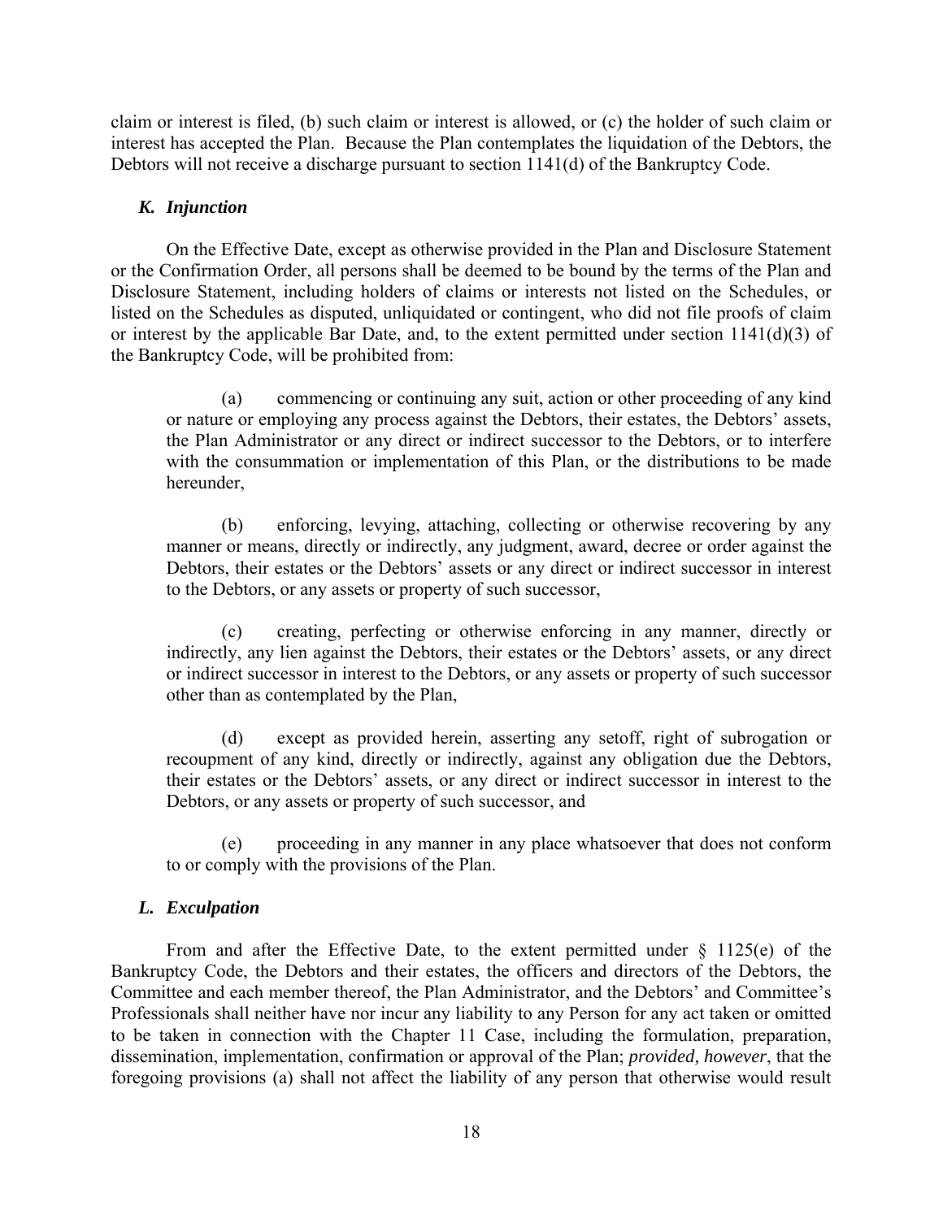claim or interest is filed, (b) such claim or interest is allowed, or (c) the holder of such claim or interest has accepted the Plan. Because the Plan contemplates the liquidation of the Debtors, the Debtors will not receive a discharge pursuant to section 1141(d) of the Bankruptcy Code.

### *K. Injunction*

On the Effective Date, except as otherwise provided in the Plan and Disclosure Statement or the Confirmation Order, all persons shall be deemed to be bound by the terms of the Plan and Disclosure Statement, including holders of claims or interests not listed on the Schedules, or listed on the Schedules as disputed, unliquidated or contingent, who did not file proofs of claim or interest by the applicable Bar Date, and, to the extent permitted under section 1141(d)(3) of the Bankruptcy Code, will be prohibited from:

(a) commencing or continuing any suit, action or other proceeding of any kind or nature or employing any process against the Debtors, their estates, the Debtors' assets, the Plan Administrator or any direct or indirect successor to the Debtors, or to interfere with the consummation or implementation of this Plan, or the distributions to be made hereunder,

(b) enforcing, levying, attaching, collecting or otherwise recovering by any manner or means, directly or indirectly, any judgment, award, decree or order against the Debtors, their estates or the Debtors' assets or any direct or indirect successor in interest to the Debtors, or any assets or property of such successor,

(c) creating, perfecting or otherwise enforcing in any manner, directly or indirectly, any lien against the Debtors, their estates or the Debtors' assets, or any direct or indirect successor in interest to the Debtors, or any assets or property of such successor other than as contemplated by the Plan,

(d) except as provided herein, asserting any setoff, right of subrogation or recoupment of any kind, directly or indirectly, against any obligation due the Debtors, their estates or the Debtors' assets, or any direct or indirect successor in interest to the Debtors, or any assets or property of such successor, and

(e) proceeding in any manner in any place whatsoever that does not conform to or comply with the provisions of the Plan.

### *L. Exculpation*

From and after the Effective Date, to the extent permitted under § 1125(e) of the Bankruptcy Code, the Debtors and their estates, the officers and directors of the Debtors, the Committee and each member thereof, the Plan Administrator, and the Debtors' and Committee's Professionals shall neither have nor incur any liability to any Person for any act taken or omitted to be taken in connection with the Chapter 11 Case, including the formulation, preparation, dissemination, implementation, confirmation or approval of the Plan; *provided, however*, that the foregoing provisions (a) shall not affect the liability of any person that otherwise would result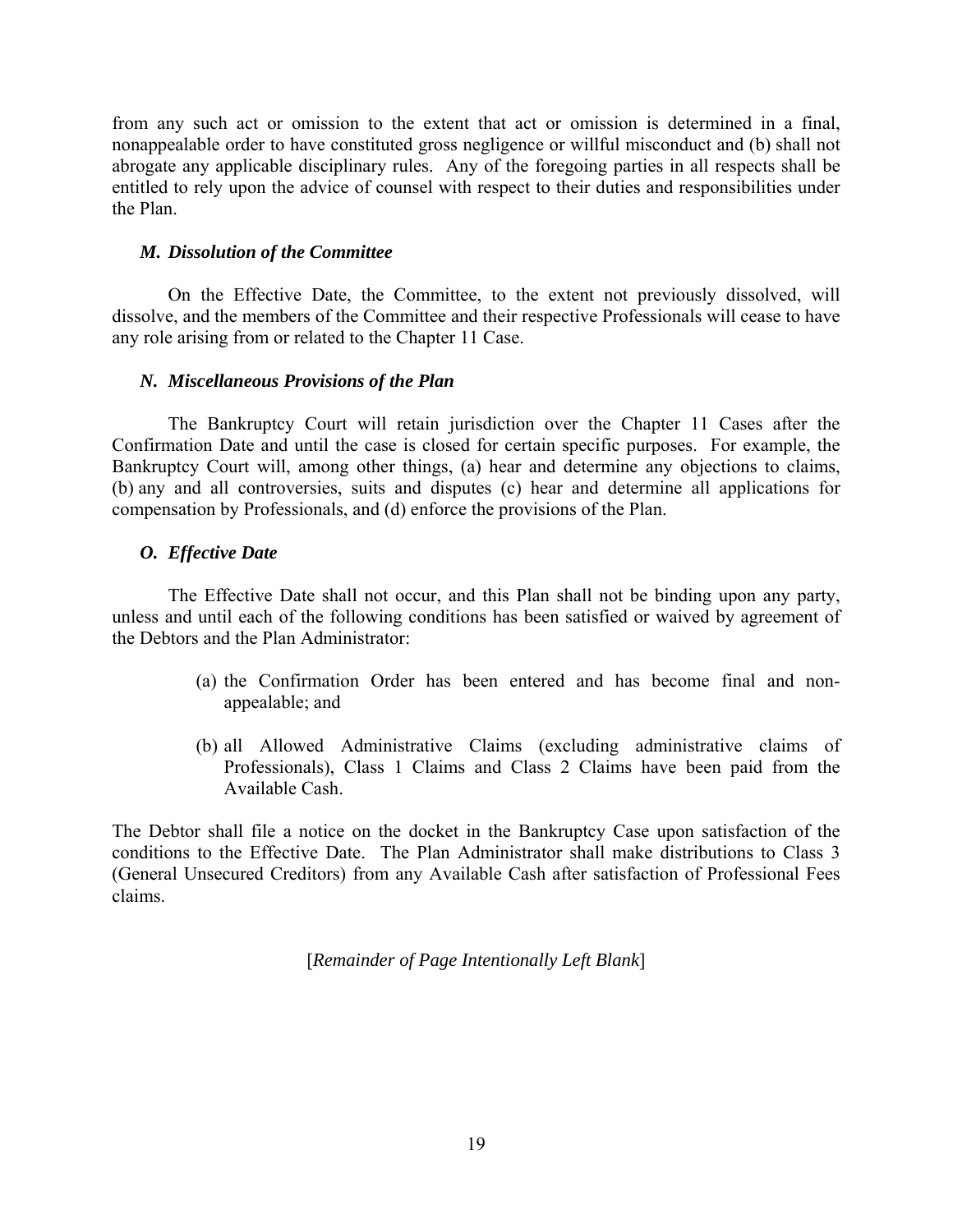from any such act or omission to the extent that act or omission is determined in a final, nonappealable order to have constituted gross negligence or willful misconduct and (b) shall not abrogate any applicable disciplinary rules. Any of the foregoing parties in all respects shall be entitled to rely upon the advice of counsel with respect to their duties and responsibilities under the Plan.

### *M. Dissolution of the Committee*

On the Effective Date, the Committee, to the extent not previously dissolved, will dissolve, and the members of the Committee and their respective Professionals will cease to have any role arising from or related to the Chapter 11 Case.

### *N. Miscellaneous Provisions of the Plan*

The Bankruptcy Court will retain jurisdiction over the Chapter 11 Cases after the Confirmation Date and until the case is closed for certain specific purposes. For example, the Bankruptcy Court will, among other things, (a) hear and determine any objections to claims, (b) any and all controversies, suits and disputes (c) hear and determine all applications for compensation by Professionals, and (d) enforce the provisions of the Plan.

### *O. Effective Date*

The Effective Date shall not occur, and this Plan shall not be binding upon any party, unless and until each of the following conditions has been satisfied or waived by agreement of the Debtors and the Plan Administrator:

(a) the Confirmation Order has been entered and has become final and non-appealable; and

(b) all Allowed Administrative Claims (excluding administrative claims of Professionals), Class 1 Claims and Class 2 Claims have been paid from the Available Cash.

The Debtor shall file a notice on the docket in the Bankruptcy Case upon satisfaction of the conditions to the Effective Date. The Plan Administrator shall make distributions to Class 3 (General Unsecured Creditors) from any Available Cash after satisfaction of Professional Fees claims.

[*Remainder of Page Intentionally Left Blank*]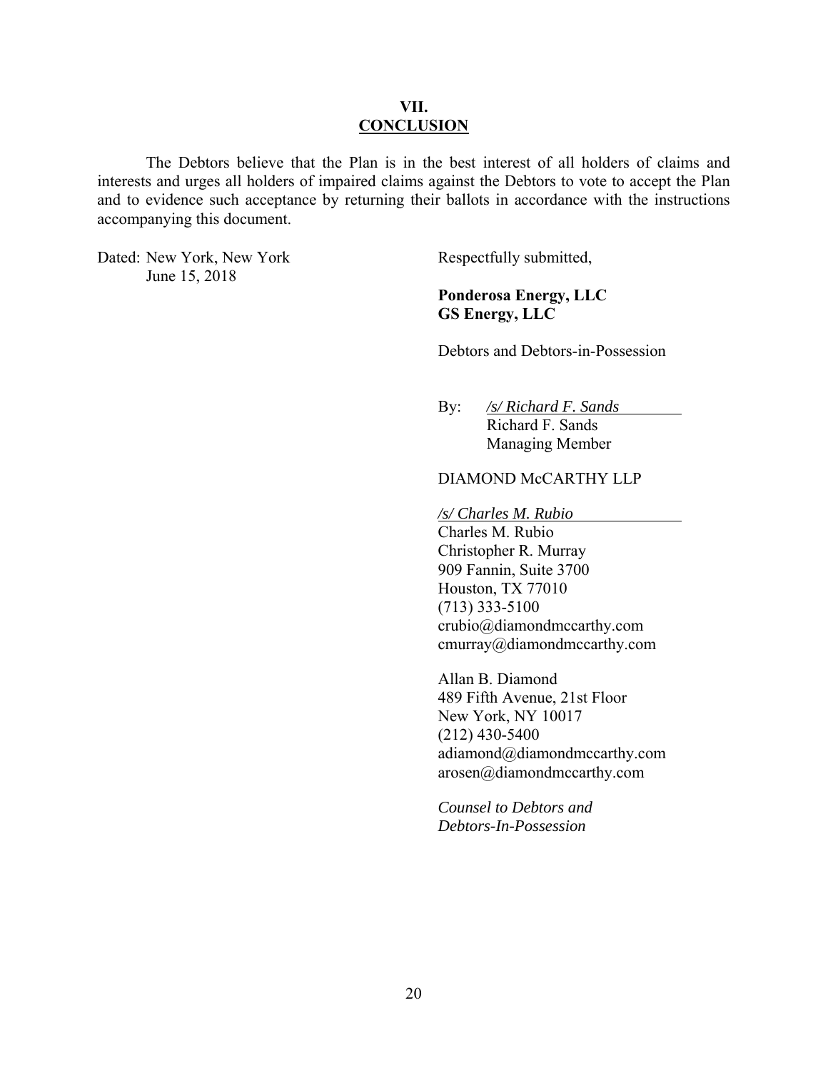# VII.
## CONCLUSION

The Debtors believe that the Plan is in the best interest of all holders of claims and interests and urges all holders of impaired claims against the Debtors to vote to accept the Plan and to evidence such acceptance by returning their ballots in accordance with the instructions accompanying this document.

Dated: New York, New York
June 15, 2018

Respectfully submitted,

**Ponderosa Energy, LLC**
**GS Energy, LLC**

Debtors and Debtors-in-Possession

By: */s/ Richard F. Sands*
Richard F. Sands
Managing Member

DIAMOND McCARTHY LLP

*/s/ Charles M. Rubio*
Charles M. Rubio
Christopher R. Murray
909 Fannin, Suite 3700
Houston, TX 77010
(713) 333-5100
crubio@diamondmccarthy.com
cmurray@diamondmccarthy.com

Allan B. Diamond
489 Fifth Avenue, 21st Floor
New York, NY 10017
(212) 430-5400
adiamond@diamondmccarthy.com
arosen@diamondmccarthy.com

*Counsel to Debtors and Debtors-In-Possession*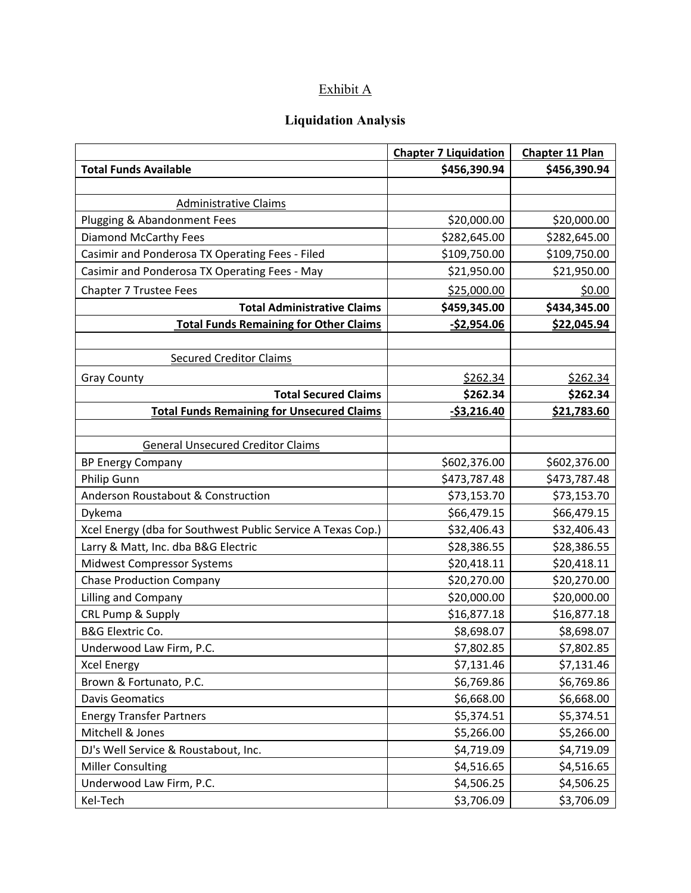Exhibit A

## Liquidation Analysis

| | Chapter 7 Liquidation | Chapter 11 Plan |
|---|---:|---:|
| **Total Funds Available** | **$456,390.94** | **$456,390.94** |
| | | |
| Administrative Claims | | |
| Plugging & Abandonment Fees | $20,000.00 | $20,000.00 |
| Diamond McCarthy Fees | $282,645.00 | $282,645.00 |
| Casimir and Ponderosa TX Operating Fees - Filed | $109,750.00 | $109,750.00 |
| Casimir and Ponderosa TX Operating Fees - May | $21,950.00 | $21,950.00 |
| Chapter 7 Trustee Fees | $25,000.00 | $0.00 |
| **Total Administrative Claims** | **$459,345.00** | **$434,345.00** |
| **Total Funds Remaining for Other Claims** | **-$2,954.06** | **$22,045.94** |
| | | |
| Secured Creditor Claims | | |
| Gray County | $262.34 | $262.34 |
| **Total Secured Claims** | **$262.34** | **$262.34** |
| **Total Funds Remaining for Unsecured Claims** | **-$3,216.40** | **$21,783.60** |
| | | |
| General Unsecured Creditor Claims | | |
| BP Energy Company | $602,376.00 | $602,376.00 |
| Philip Gunn | $473,787.48 | $473,787.48 |
| Anderson Roustabout & Construction | $73,153.70 | $73,153.70 |
| Dykema | $66,479.15 | $66,479.15 |
| Xcel Energy (dba for Southwest Public Service A Texas Cop.) | $32,406.43 | $32,406.43 |
| Larry & Matt, Inc. dba B&G Electric | $28,386.55 | $28,386.55 |
| Midwest Compressor Systems | $20,418.11 | $20,418.11 |
| Chase Production Company | $20,270.00 | $20,270.00 |
| Lilling and Company | $20,000.00 | $20,000.00 |
| CRL Pump & Supply | $16,877.18 | $16,877.18 |
| B&G Elextric Co. | $8,698.07 | $8,698.07 |
| Underwood Law Firm, P.C. | $7,802.85 | $7,802.85 |
| Xcel Energy | $7,131.46 | $7,131.46 |
| Brown & Fortunato, P.C. | $6,769.86 | $6,769.86 |
| Davis Geomatics | $6,668.00 | $6,668.00 |
| Energy Transfer Partners | $5,374.51 | $5,374.51 |
| Mitchell & Jones | $5,266.00 | $5,266.00 |
| DJ's Well Service & Roustabout, Inc. | $4,719.09 | $4,719.09 |
| Miller Consulting | $4,516.65 | $4,516.65 |
| Underwood Law Firm, P.C. | $4,506.25 | $4,506.25 |
| Kel-Tech | $3,706.09 | $3,706.09 |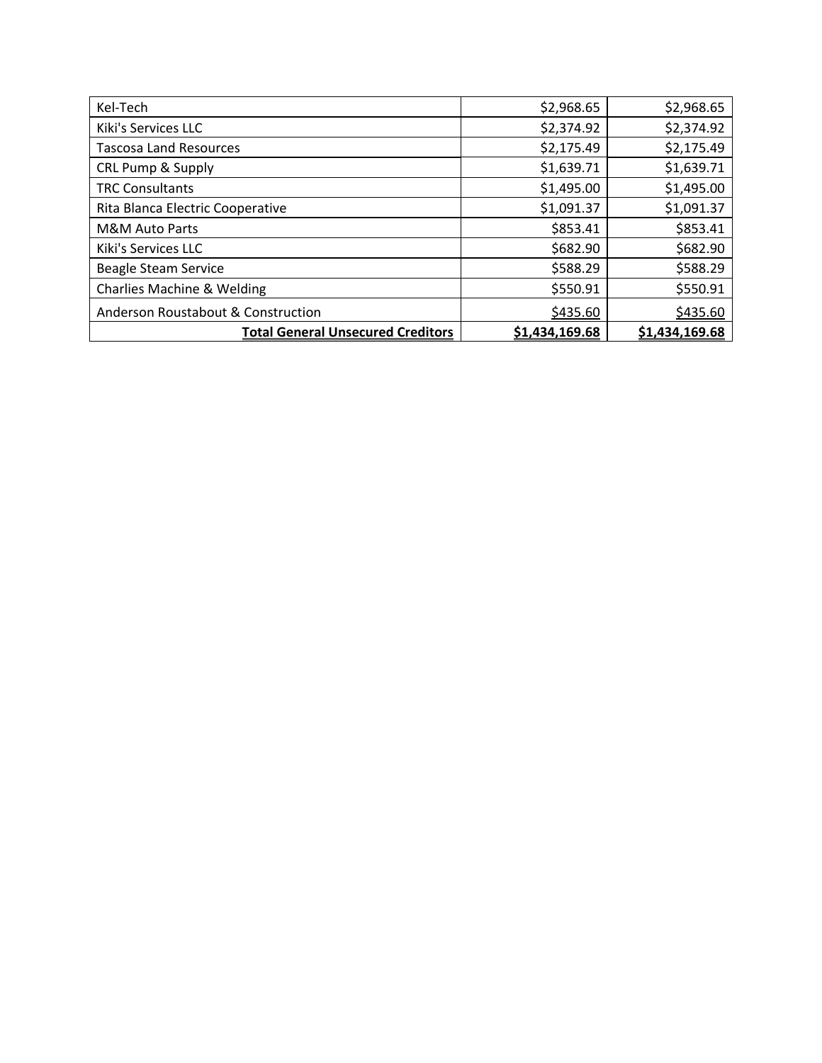| | | |
|---|---|---|
| Kel-Tech | $2,968.65 | $2,968.65 |
| Kiki's Services LLC | $2,374.92 | $2,374.92 |
| Tascosa Land Resources | $2,175.49 | $2,175.49 |
| CRL Pump & Supply | $1,639.71 | $1,639.71 |
| TRC Consultants | $1,495.00 | $1,495.00 |
| Rita Blanca Electric Cooperative | $1,091.37 | $1,091.37 |
| M&M Auto Parts | $853.41 | $853.41 |
| Kiki's Services LLC | $682.90 | $682.90 |
| Beagle Steam Service | $588.29 | $588.29 |
| Charlies Machine & Welding | $550.91 | $550.91 |
| Anderson Roustabout & Construction | $435.60 | $435.60 |
| **Total General Unsecured Creditors** | **$1,434,169.68** | **$1,434,169.68** |